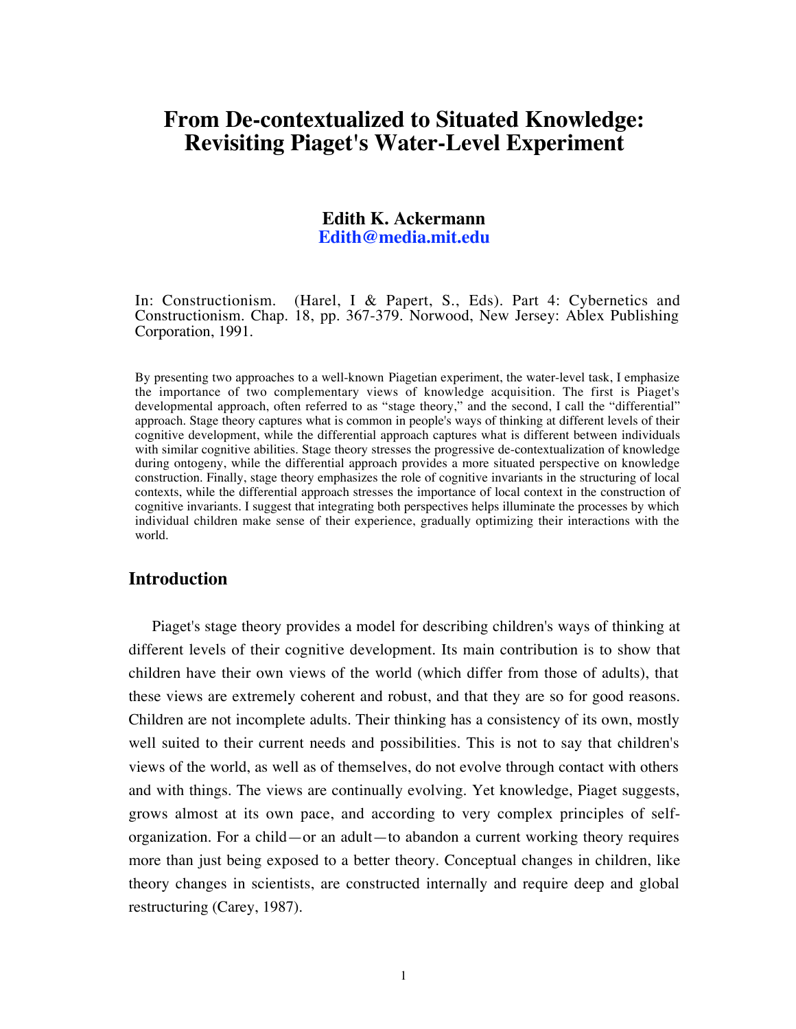# From De-contextualized to Situated Knowledge: Revisiting Piaget's Water-Level Experiment

**Edith K. Ackermann**
**Edith@media.mit.edu**

In: Constructionism. (Harel, I & Papert, S., Eds). Part 4: Cybernetics and Constructionism. Chap. 18, pp. 367-379. Norwood, New Jersey: Ablex Publishing Corporation, 1991.

By presenting two approaches to a well-known Piagetian experiment, the water-level task, I emphasize the importance of two complementary views of knowledge acquisition. The first is Piaget's developmental approach, often referred to as "stage theory," and the second, I call the "differential" approach. Stage theory captures what is common in people's ways of thinking at different levels of their cognitive development, while the differential approach captures what is different between individuals with similar cognitive abilities. Stage theory stresses the progressive de-contextualization of knowledge during ontogeny, while the differential approach provides a more situated perspective on knowledge construction. Finally, stage theory emphasizes the role of cognitive invariants in the structuring of local contexts, while the differential approach stresses the importance of local context in the construction of cognitive invariants. I suggest that integrating both perspectives helps illuminate the processes by which individual children make sense of their experience, gradually optimizing their interactions with the world.

## Introduction

Piaget's stage theory provides a model for describing children's ways of thinking at different levels of their cognitive development. Its main contribution is to show that children have their own views of the world (which differ from those of adults), that these views are extremely coherent and robust, and that they are so for good reasons. Children are not incomplete adults. Their thinking has a consistency of its own, mostly well suited to their current needs and possibilities. This is not to say that children's views of the world, as well as of themselves, do not evolve through contact with others and with things. The views are continually evolving. Yet knowledge, Piaget suggests, grows almost at its own pace, and according to very complex principles of self-organization. For a child—or an adult—to abandon a current working theory requires more than just being exposed to a better theory. Conceptual changes in children, like theory changes in scientists, are constructed internally and require deep and global restructuring (Carey, 1987).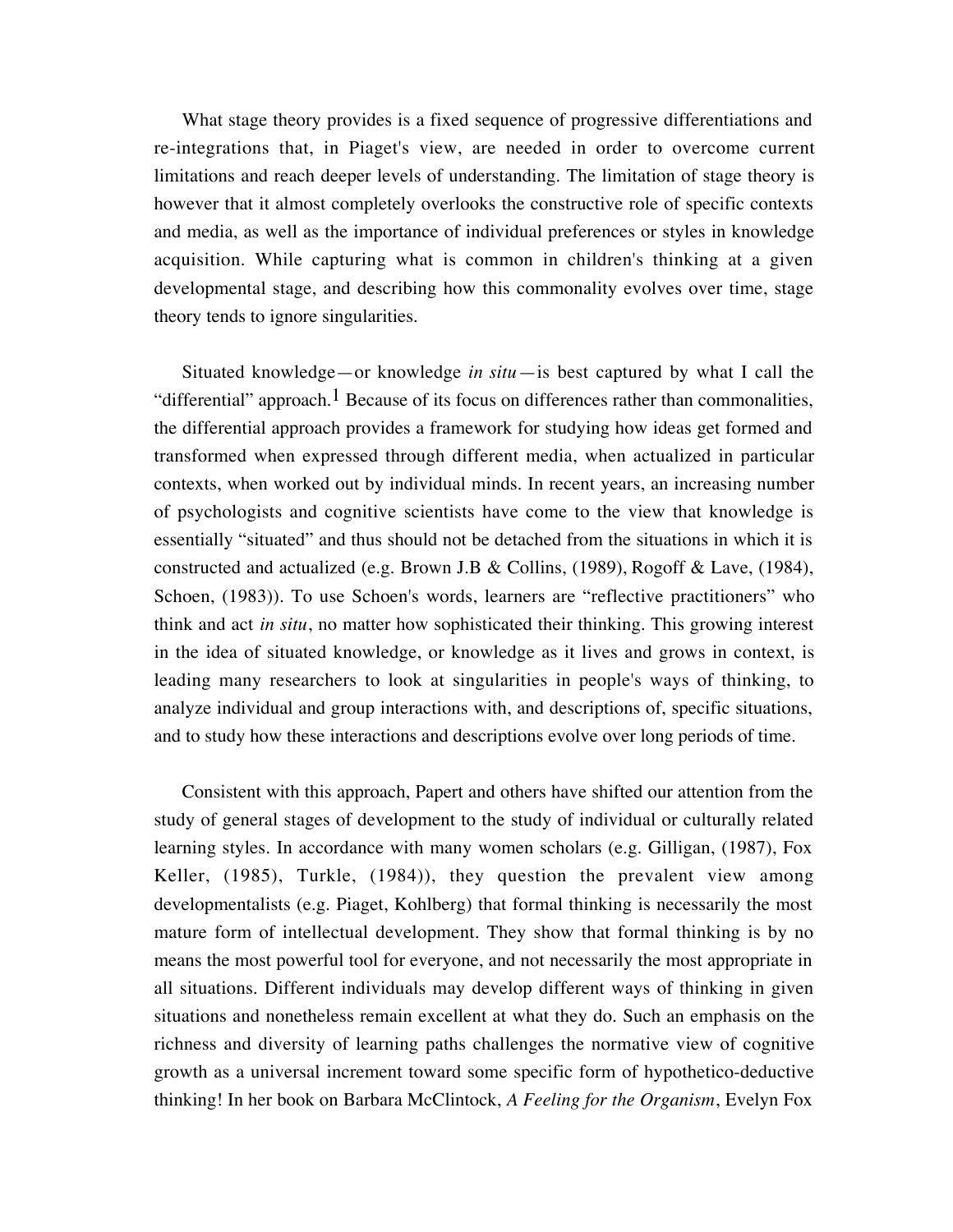What stage theory provides is a fixed sequence of progressive differentiations and re-integrations that, in Piaget's view, are needed in order to overcome current limitations and reach deeper levels of understanding. The limitation of stage theory is however that it almost completely overlooks the constructive role of specific contexts and media, as well as the importance of individual preferences or styles in knowledge acquisition. While capturing what is common in children's thinking at a given developmental stage, and describing how this commonality evolves over time, stage theory tends to ignore singularities.

Situated knowledge—or knowledge *in situ*—is best captured by what I call the "differential" approach.[1] Because of its focus on differences rather than commonalities, the differential approach provides a framework for studying how ideas get formed and transformed when expressed through different media, when actualized in particular contexts, when worked out by individual minds. In recent years, an increasing number of psychologists and cognitive scientists have come to the view that knowledge is essentially "situated" and thus should not be detached from the situations in which it is constructed and actualized (e.g. Brown J.B & Collins, (1989), Rogoff & Lave, (1984), Schoen, (1983)). To use Schoen's words, learners are "reflective practitioners" who think and act *in situ*, no matter how sophisticated their thinking. This growing interest in the idea of situated knowledge, or knowledge as it lives and grows in context, is leading many researchers to look at singularities in people's ways of thinking, to analyze individual and group interactions with, and descriptions of, specific situations, and to study how these interactions and descriptions evolve over long periods of time.

Consistent with this approach, Papert and others have shifted our attention from the study of general stages of development to the study of individual or culturally related learning styles. In accordance with many women scholars (e.g. Gilligan, (1987), Fox Keller, (1985), Turkle, (1984)), they question the prevalent view among developmentalists (e.g. Piaget, Kohlberg) that formal thinking is necessarily the most mature form of intellectual development. They show that formal thinking is by no means the most powerful tool for everyone, and not necessarily the most appropriate in all situations. Different individuals may develop different ways of thinking in given situations and nonetheless remain excellent at what they do. Such an emphasis on the richness and diversity of learning paths challenges the normative view of cognitive growth as a universal increment toward some specific form of hypothetico-deductive thinking! In her book on Barbara McClintock, *A Feeling for the Organism*, Evelyn Fox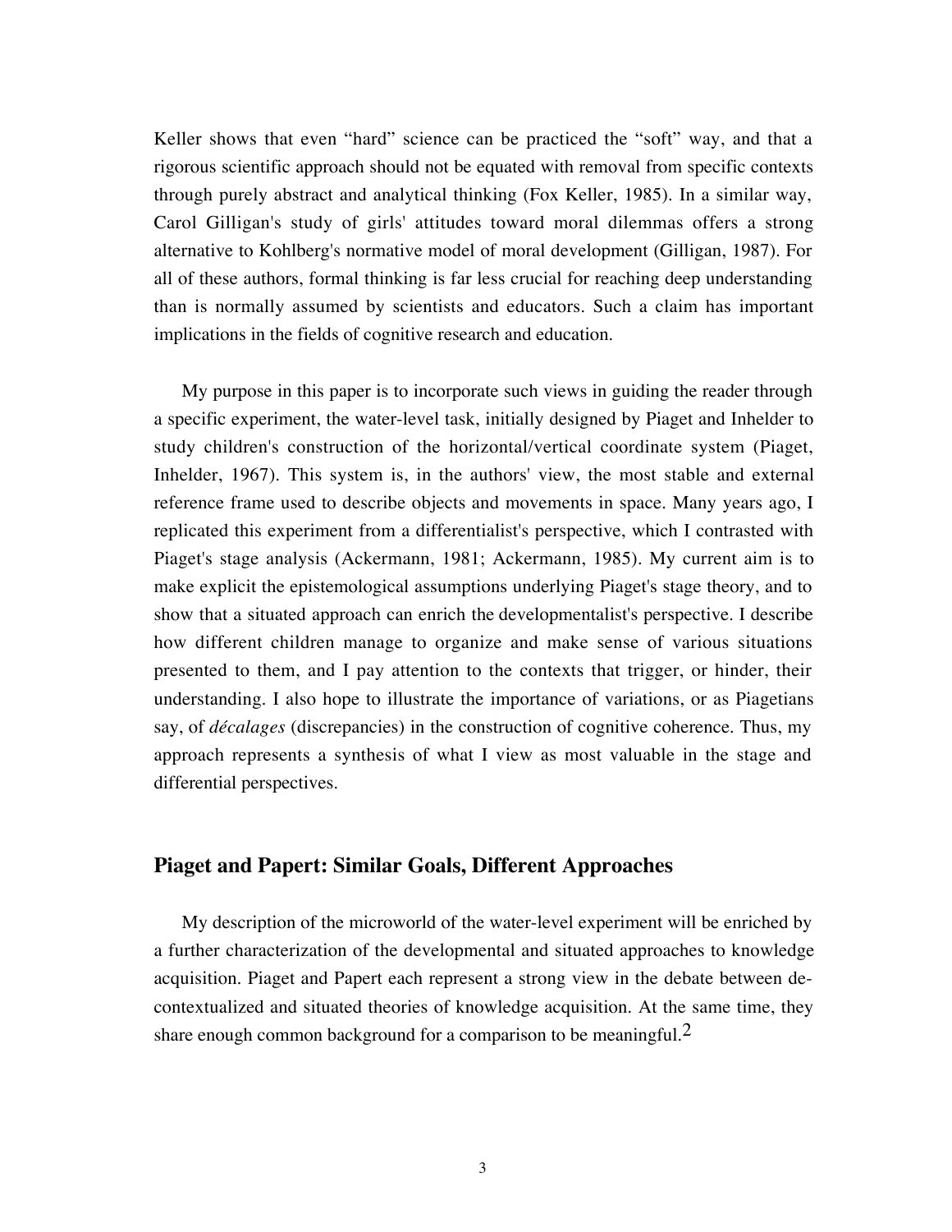Keller shows that even "hard" science can be practiced the "soft" way, and that a rigorous scientific approach should not be equated with removal from specific contexts through purely abstract and analytical thinking (Fox Keller, 1985). In a similar way, Carol Gilligan's study of girls' attitudes toward moral dilemmas offers a strong alternative to Kohlberg's normative model of moral development (Gilligan, 1987). For all of these authors, formal thinking is far less crucial for reaching deep understanding than is normally assumed by scientists and educators. Such a claim has important implications in the fields of cognitive research and education.

My purpose in this paper is to incorporate such views in guiding the reader through a specific experiment, the water-level task, initially designed by Piaget and Inhelder to study children's construction of the horizontal/vertical coordinate system (Piaget, Inhelder, 1967). This system is, in the authors' view, the most stable and external reference frame used to describe objects and movements in space. Many years ago, I replicated this experiment from a differentialist's perspective, which I contrasted with Piaget's stage analysis (Ackermann, 1981; Ackermann, 1985). My current aim is to make explicit the epistemological assumptions underlying Piaget's stage theory, and to show that a situated approach can enrich the developmentalist's perspective. I describe how different children manage to organize and make sense of various situations presented to them, and I pay attention to the contexts that trigger, or hinder, their understanding. I also hope to illustrate the importance of variations, or as Piagetians say, of *décalages* (discrepancies) in the construction of cognitive coherence. Thus, my approach represents a synthesis of what I view as most valuable in the stage and differential perspectives.

## Piaget and Papert: Similar Goals, Different Approaches

My description of the microworld of the water-level experiment will be enriched by a further characterization of the developmental and situated approaches to knowledge acquisition. Piaget and Papert each represent a strong view in the debate between de-contextualized and situated theories of knowledge acquisition. At the same time, they share enough common background for a comparison to be meaningful.[2]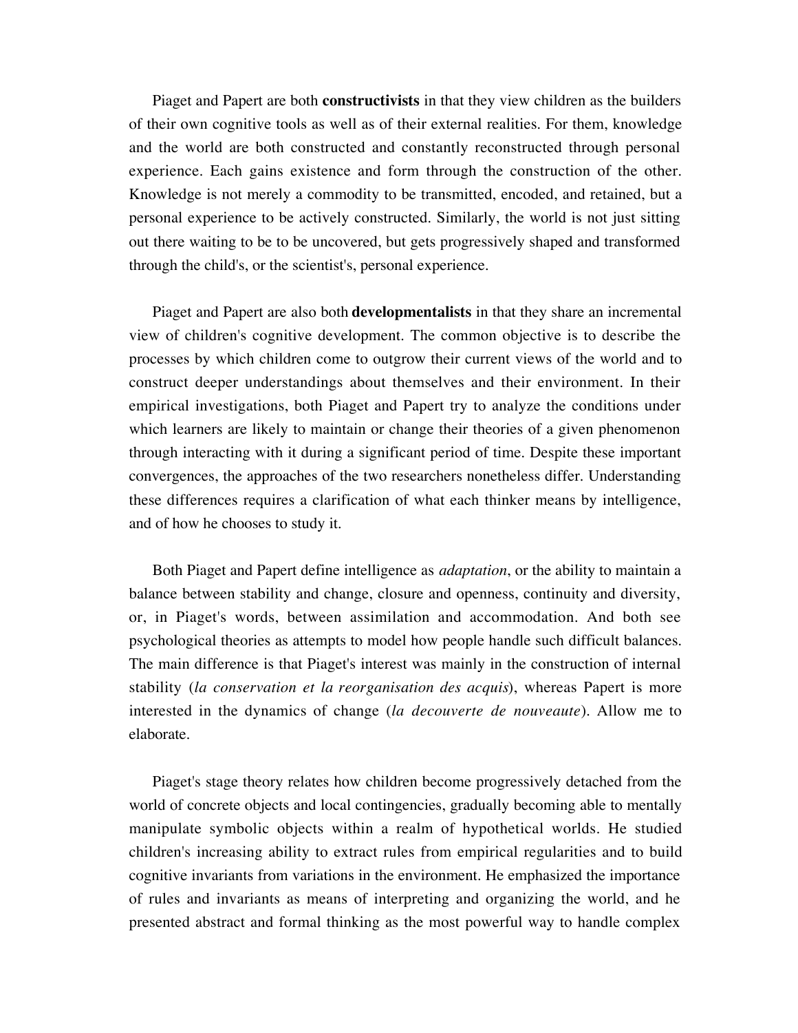Piaget and Papert are both **constructivists** in that they view children as the builders of their own cognitive tools as well as of their external realities. For them, knowledge and the world are both constructed and constantly reconstructed through personal experience. Each gains existence and form through the construction of the other. Knowledge is not merely a commodity to be transmitted, encoded, and retained, but a personal experience to be actively constructed. Similarly, the world is not just sitting out there waiting to be to be uncovered, but gets progressively shaped and transformed through the child's, or the scientist's, personal experience.

Piaget and Papert are also both **developmentalists** in that they share an incremental view of children's cognitive development. The common objective is to describe the processes by which children come to outgrow their current views of the world and to construct deeper understandings about themselves and their environment. In their empirical investigations, both Piaget and Papert try to analyze the conditions under which learners are likely to maintain or change their theories of a given phenomenon through interacting with it during a significant period of time. Despite these important convergences, the approaches of the two researchers nonetheless differ. Understanding these differences requires a clarification of what each thinker means by intelligence, and of how he chooses to study it.

Both Piaget and Papert define intelligence as *adaptation*, or the ability to maintain a balance between stability and change, closure and openness, continuity and diversity, or, in Piaget's words, between assimilation and accommodation. And both see psychological theories as attempts to model how people handle such difficult balances. The main difference is that Piaget's interest was mainly in the construction of internal stability (*la conservation et la reorganisation des acquis*), whereas Papert is more interested in the dynamics of change (*la decouverte de nouveaute*). Allow me to elaborate.

Piaget's stage theory relates how children become progressively detached from the world of concrete objects and local contingencies, gradually becoming able to mentally manipulate symbolic objects within a realm of hypothetical worlds. He studied children's increasing ability to extract rules from empirical regularities and to build cognitive invariants from variations in the environment. He emphasized the importance of rules and invariants as means of interpreting and organizing the world, and he presented abstract and formal thinking as the most powerful way to handle complex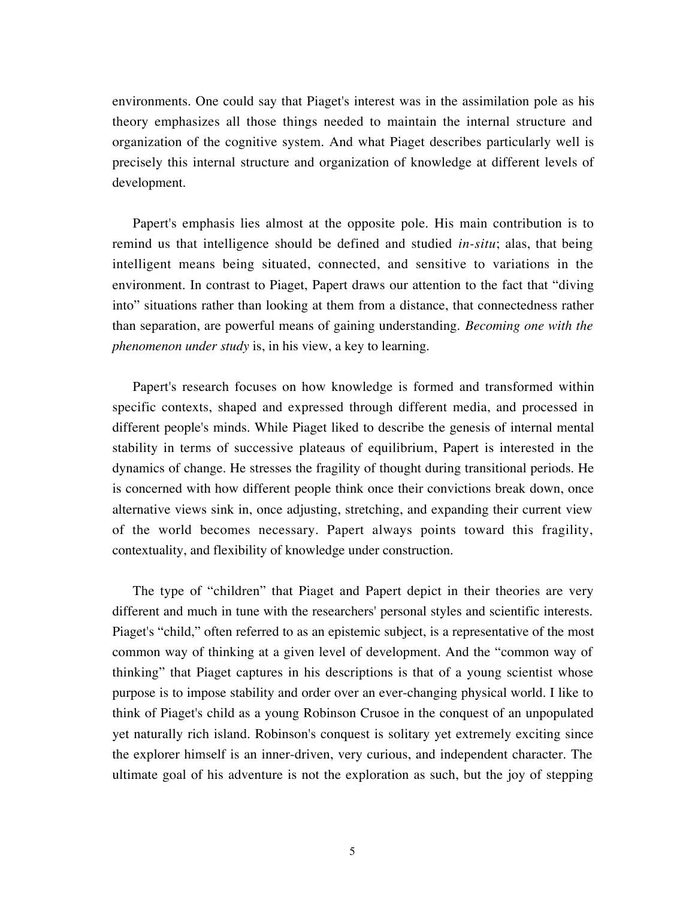environments. One could say that Piaget's interest was in the assimilation pole as his theory emphasizes all those things needed to maintain the internal structure and organization of the cognitive system. And what Piaget describes particularly well is precisely this internal structure and organization of knowledge at different levels of development.

Papert's emphasis lies almost at the opposite pole. His main contribution is to remind us that intelligence should be defined and studied *in-situ*; alas, that being intelligent means being situated, connected, and sensitive to variations in the environment. In contrast to Piaget, Papert draws our attention to the fact that "diving into" situations rather than looking at them from a distance, that connectedness rather than separation, are powerful means of gaining understanding. *Becoming one with the phenomenon under study* is, in his view, a key to learning.

Papert's research focuses on how knowledge is formed and transformed within specific contexts, shaped and expressed through different media, and processed in different people's minds. While Piaget liked to describe the genesis of internal mental stability in terms of successive plateaus of equilibrium, Papert is interested in the dynamics of change. He stresses the fragility of thought during transitional periods. He is concerned with how different people think once their convictions break down, once alternative views sink in, once adjusting, stretching, and expanding their current view of the world becomes necessary. Papert always points toward this fragility, contextuality, and flexibility of knowledge under construction.

The type of "children" that Piaget and Papert depict in their theories are very different and much in tune with the researchers' personal styles and scientific interests. Piaget's "child," often referred to as an epistemic subject, is a representative of the most common way of thinking at a given level of development. And the "common way of thinking" that Piaget captures in his descriptions is that of a young scientist whose purpose is to impose stability and order over an ever-changing physical world. I like to think of Piaget's child as a young Robinson Crusoe in the conquest of an unpopulated yet naturally rich island. Robinson's conquest is solitary yet extremely exciting since the explorer himself is an inner-driven, very curious, and independent character. The ultimate goal of his adventure is not the exploration as such, but the joy of stepping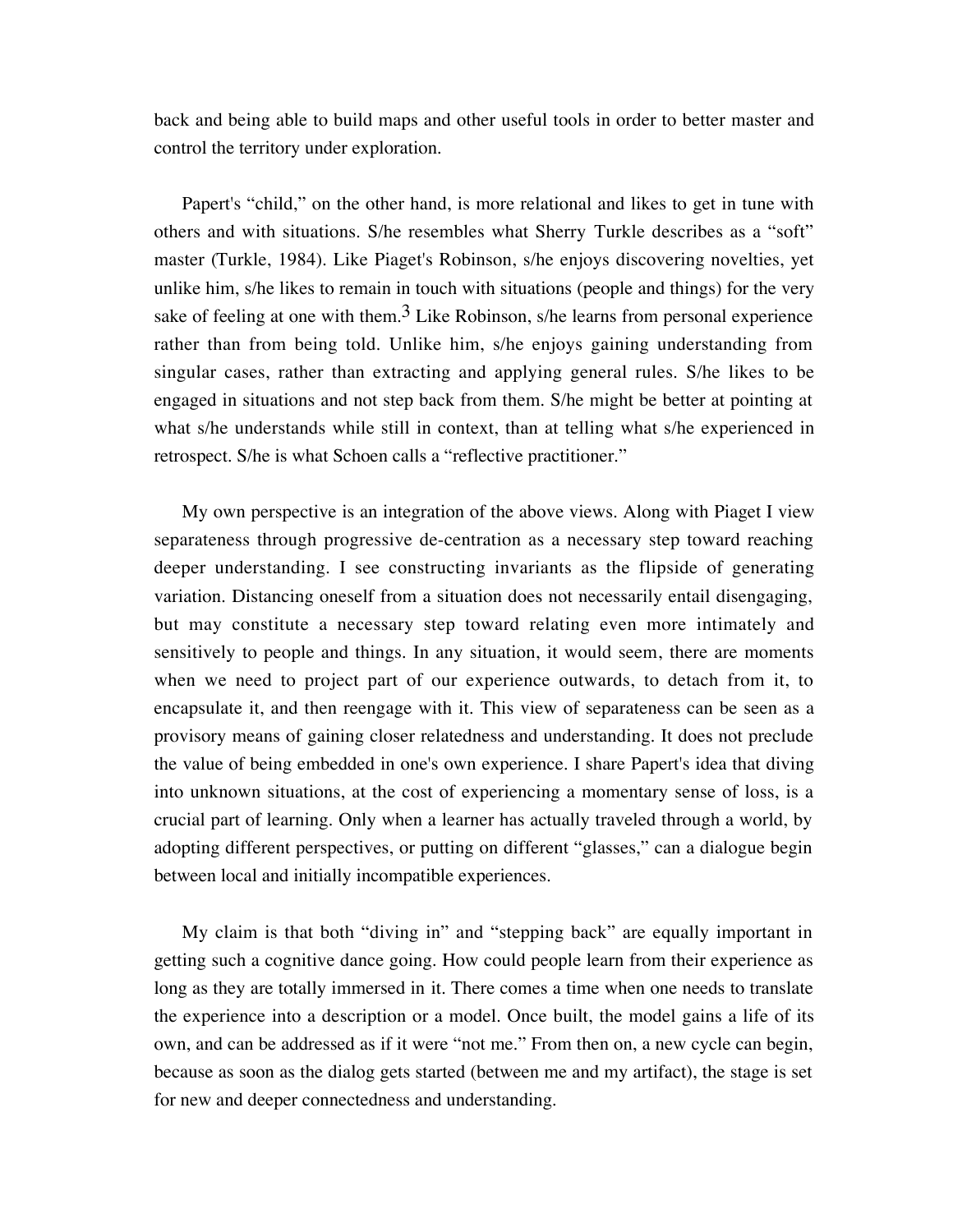back and being able to build maps and other useful tools in order to better master and control the territory under exploration.

Papert's "child," on the other hand, is more relational and likes to get in tune with others and with situations. S/he resembles what Sherry Turkle describes as a "soft" master (Turkle, 1984). Like Piaget's Robinson, s/he enjoys discovering novelties, yet unlike him, s/he likes to remain in touch with situations (people and things) for the very sake of feeling at one with them.[3] Like Robinson, s/he learns from personal experience rather than from being told. Unlike him, s/he enjoys gaining understanding from singular cases, rather than extracting and applying general rules. S/he likes to be engaged in situations and not step back from them. S/he might be better at pointing at what s/he understands while still in context, than at telling what s/he experienced in retrospect. S/he is what Schoen calls a "reflective practitioner."

My own perspective is an integration of the above views. Along with Piaget I view separateness through progressive de-centration as a necessary step toward reaching deeper understanding. I see constructing invariants as the flipside of generating variation. Distancing oneself from a situation does not necessarily entail disengaging, but may constitute a necessary step toward relating even more intimately and sensitively to people and things. In any situation, it would seem, there are moments when we need to project part of our experience outwards, to detach from it, to encapsulate it, and then reengage with it. This view of separateness can be seen as a provisory means of gaining closer relatedness and understanding. It does not preclude the value of being embedded in one's own experience. I share Papert's idea that diving into unknown situations, at the cost of experiencing a momentary sense of loss, is a crucial part of learning. Only when a learner has actually traveled through a world, by adopting different perspectives, or putting on different "glasses," can a dialogue begin between local and initially incompatible experiences.

My claim is that both "diving in" and "stepping back" are equally important in getting such a cognitive dance going. How could people learn from their experience as long as they are totally immersed in it. There comes a time when one needs to translate the experience into a description or a model. Once built, the model gains a life of its own, and can be addressed as if it were "not me." From then on, a new cycle can begin, because as soon as the dialog gets started (between me and my artifact), the stage is set for new and deeper connectedness and understanding.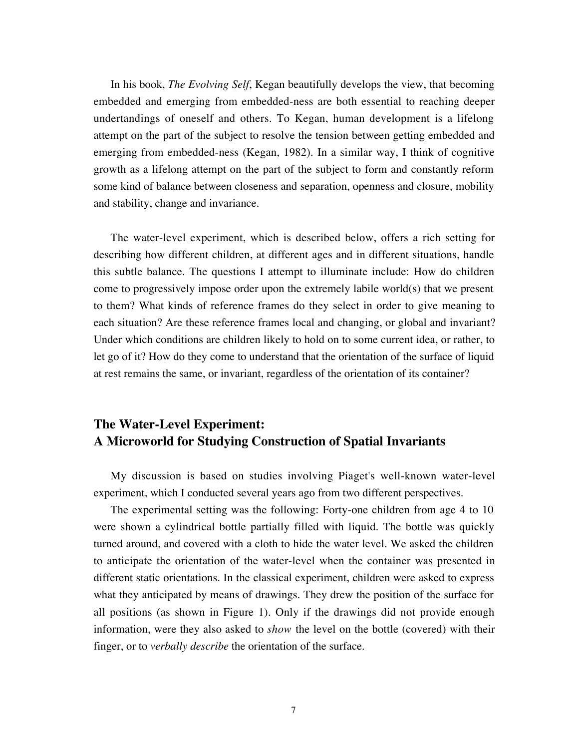In his book, *The Evolving Self*, Kegan beautifully develops the view, that becoming embedded and emerging from embedded-ness are both essential to reaching deeper undertandings of oneself and others. To Kegan, human development is a lifelong attempt on the part of the subject to resolve the tension between getting embedded and emerging from embedded-ness (Kegan, 1982). In a similar way, I think of cognitive growth as a lifelong attempt on the part of the subject to form and constantly reform some kind of balance between closeness and separation, openness and closure, mobility and stability, change and invariance.

The water-level experiment, which is described below, offers a rich setting for describing how different children, at different ages and in different situations, handle this subtle balance. The questions I attempt to illuminate include: How do children come to progressively impose order upon the extremely labile world(s) that we present to them? What kinds of reference frames do they select in order to give meaning to each situation? Are these reference frames local and changing, or global and invariant? Under which conditions are children likely to hold on to some current idea, or rather, to let go of it? How do they come to understand that the orientation of the surface of liquid at rest remains the same, or invariant, regardless of the orientation of its container?

## The Water-Level Experiment: A Microworld for Studying Construction of Spatial Invariants

My discussion is based on studies involving Piaget's well-known water-level experiment, which I conducted several years ago from two different perspectives.

The experimental setting was the following: Forty-one children from age 4 to 10 were shown a cylindrical bottle partially filled with liquid. The bottle was quickly turned around, and covered with a cloth to hide the water level. We asked the children to anticipate the orientation of the water-level when the container was presented in different static orientations. In the classical experiment, children were asked to express what they anticipated by means of drawings. They drew the position of the surface for all positions (as shown in Figure 1). Only if the drawings did not provide enough information, were they also asked to *show* the level on the bottle (covered) with their finger, or to *verbally describe* the orientation of the surface.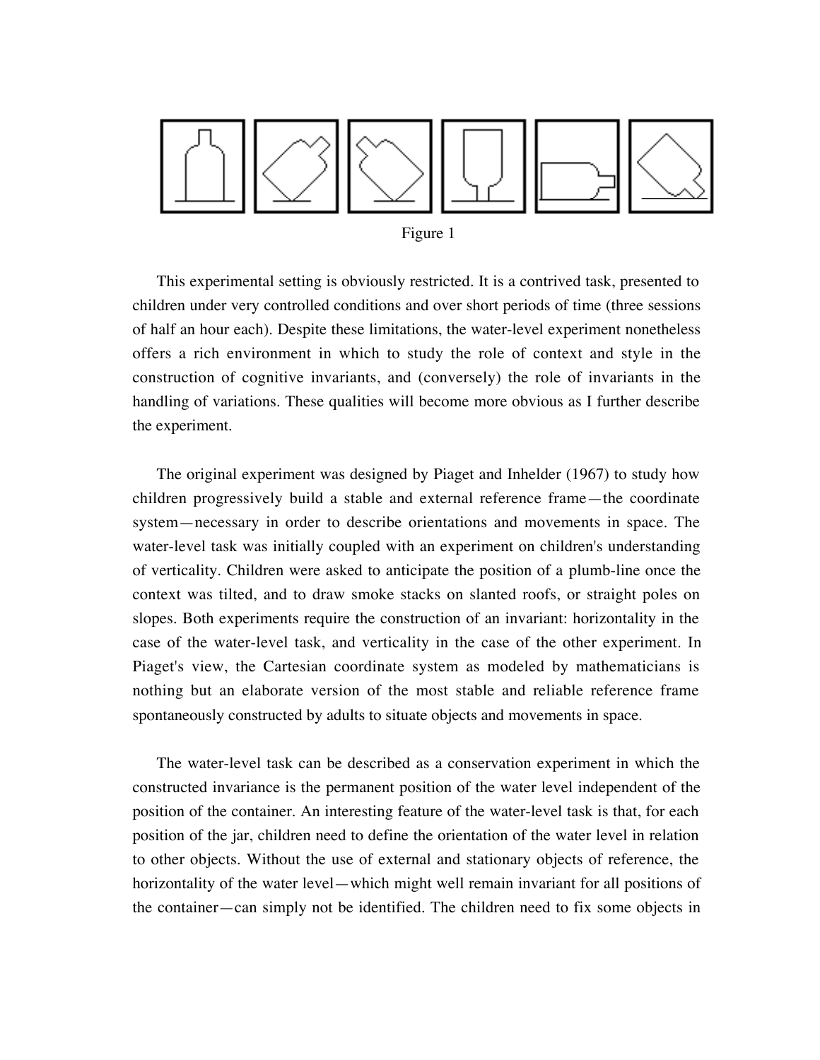Figure 1

This experimental setting is obviously restricted. It is a contrived task, presented to children under very controlled conditions and over short periods of time (three sessions of half an hour each). Despite these limitations, the water-level experiment nonetheless offers a rich environment in which to study the role of context and style in the construction of cognitive invariants, and (conversely) the role of invariants in the handling of variations. These qualities will become more obvious as I further describe the experiment.

The original experiment was designed by Piaget and Inhelder (1967) to study how children progressively build a stable and external reference frame—the coordinate system—necessary in order to describe orientations and movements in space. The water-level task was initially coupled with an experiment on children's understanding of verticality. Children were asked to anticipate the position of a plumb-line once the context was tilted, and to draw smoke stacks on slanted roofs, or straight poles on slopes. Both experiments require the construction of an invariant: horizontality in the case of the water-level task, and verticality in the case of the other experiment. In Piaget's view, the Cartesian coordinate system as modeled by mathematicians is nothing but an elaborate version of the most stable and reliable reference frame spontaneously constructed by adults to situate objects and movements in space.

The water-level task can be described as a conservation experiment in which the constructed invariance is the permanent position of the water level independent of the position of the container. An interesting feature of the water-level task is that, for each position of the jar, children need to define the orientation of the water level in relation to other objects. Without the use of external and stationary objects of reference, the horizontality of the water level—which might well remain invariant for all positions of the container—can simply not be identified. The children need to fix some objects in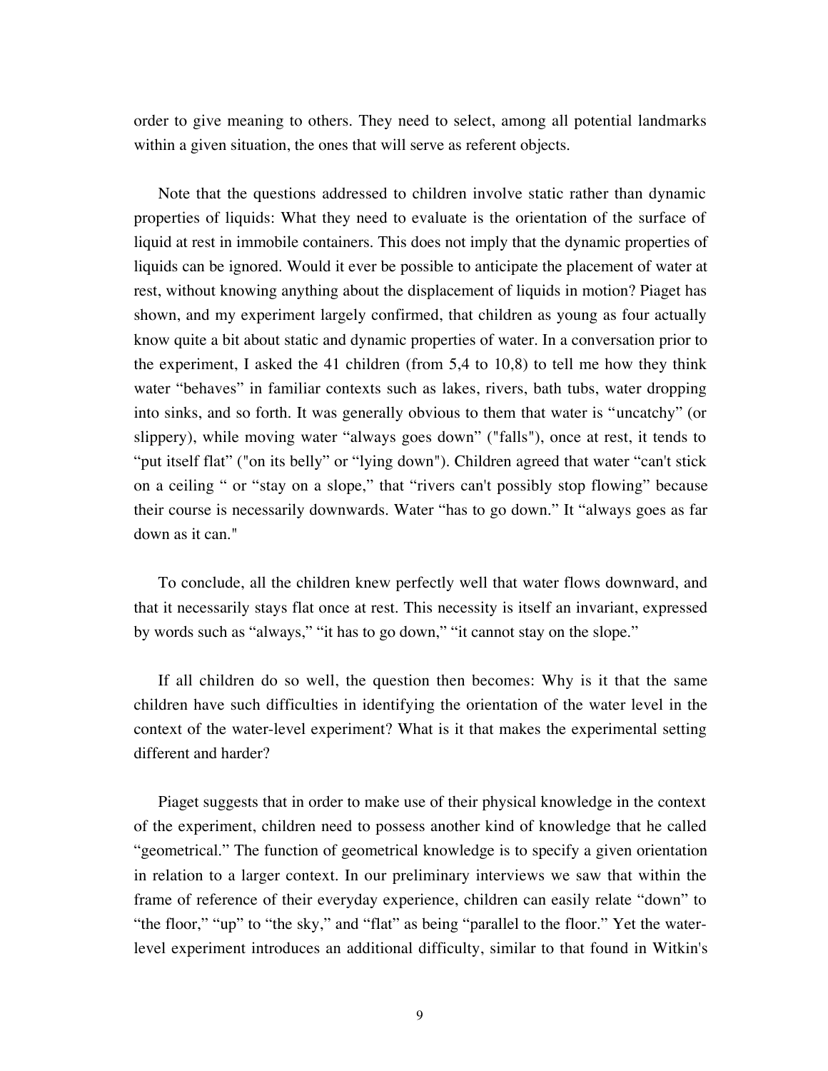order to give meaning to others. They need to select, among all potential landmarks within a given situation, the ones that will serve as referent objects.

Note that the questions addressed to children involve static rather than dynamic properties of liquids: What they need to evaluate is the orientation of the surface of liquid at rest in immobile containers. This does not imply that the dynamic properties of liquids can be ignored. Would it ever be possible to anticipate the placement of water at rest, without knowing anything about the displacement of liquids in motion? Piaget has shown, and my experiment largely confirmed, that children as young as four actually know quite a bit about static and dynamic properties of water. In a conversation prior to the experiment, I asked the 41 children (from 5,4 to 10,8) to tell me how they think water "behaves" in familiar contexts such as lakes, rivers, bath tubs, water dropping into sinks, and so forth. It was generally obvious to them that water is "uncatchy" (or slippery), while moving water "always goes down" ("falls"), once at rest, it tends to "put itself flat" ("on its belly" or "lying down"). Children agreed that water "can't stick on a ceiling " or "stay on a slope," that "rivers can't possibly stop flowing" because their course is necessarily downwards. Water "has to go down." It "always goes as far down as it can."

To conclude, all the children knew perfectly well that water flows downward, and that it necessarily stays flat once at rest. This necessity is itself an invariant, expressed by words such as "always," "it has to go down," "it cannot stay on the slope."

If all children do so well, the question then becomes: Why is it that the same children have such difficulties in identifying the orientation of the water level in the context of the water-level experiment? What is it that makes the experimental setting different and harder?

Piaget suggests that in order to make use of their physical knowledge in the context of the experiment, children need to possess another kind of knowledge that he called "geometrical." The function of geometrical knowledge is to specify a given orientation in relation to a larger context. In our preliminary interviews we saw that within the frame of reference of their everyday experience, children can easily relate "down" to "the floor," "up" to "the sky," and "flat" as being "parallel to the floor." Yet the water-level experiment introduces an additional difficulty, similar to that found in Witkin's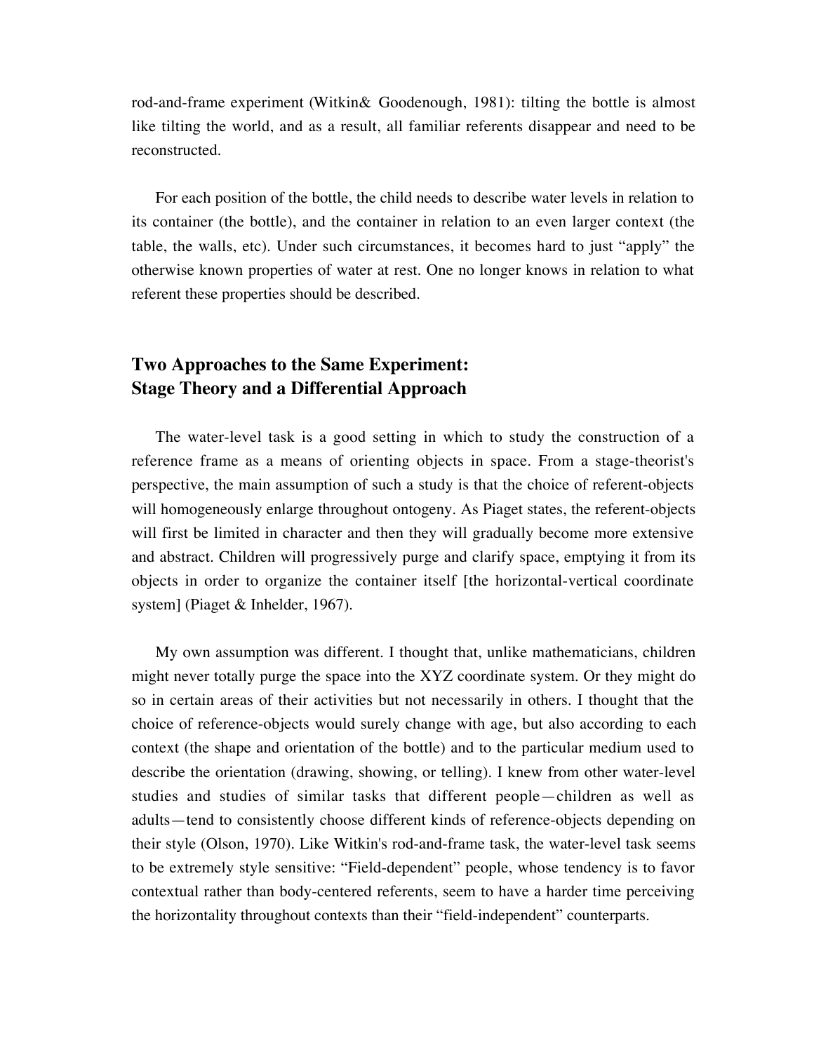rod-and-frame experiment (Witkin& Goodenough, 1981): tilting the bottle is almost like tilting the world, and as a result, all familiar referents disappear and need to be reconstructed.

For each position of the bottle, the child needs to describe water levels in relation to its container (the bottle), and the container in relation to an even larger context (the table, the walls, etc). Under such circumstances, it becomes hard to just "apply" the otherwise known properties of water at rest. One no longer knows in relation to what referent these properties should be described.

## Two Approaches to the Same Experiment: Stage Theory and a Differential Approach

The water-level task is a good setting in which to study the construction of a reference frame as a means of orienting objects in space. From a stage-theorist's perspective, the main assumption of such a study is that the choice of referent-objects will homogeneously enlarge throughout ontogeny. As Piaget states, the referent-objects will first be limited in character and then they will gradually become more extensive and abstract. Children will progressively purge and clarify space, emptying it from its objects in order to organize the container itself [the horizontal-vertical coordinate system] (Piaget & Inhelder, 1967).

My own assumption was different. I thought that, unlike mathematicians, children might never totally purge the space into the XYZ coordinate system. Or they might do so in certain areas of their activities but not necessarily in others. I thought that the choice of reference-objects would surely change with age, but also according to each context (the shape and orientation of the bottle) and to the particular medium used to describe the orientation (drawing, showing, or telling). I knew from other water-level studies and studies of similar tasks that different people—children as well as adults—tend to consistently choose different kinds of reference-objects depending on their style (Olson, 1970). Like Witkin's rod-and-frame task, the water-level task seems to be extremely style sensitive: "Field-dependent" people, whose tendency is to favor contextual rather than body-centered referents, seem to have a harder time perceiving the horizontality throughout contexts than their "field-independent" counterparts.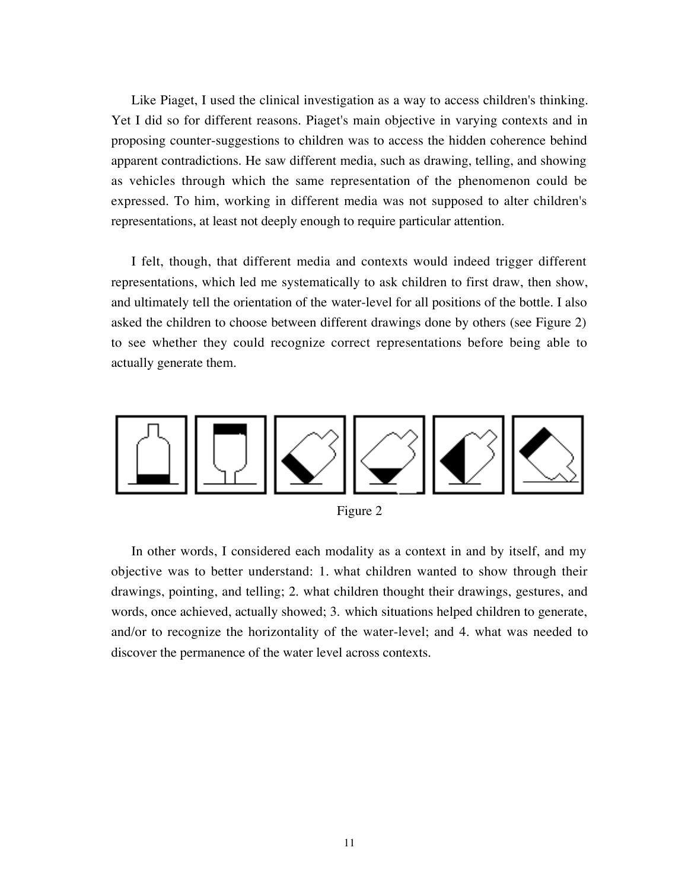Like Piaget, I used the clinical investigation as a way to access children's thinking. Yet I did so for different reasons. Piaget's main objective in varying contexts and in proposing counter-suggestions to children was to access the hidden coherence behind apparent contradictions. He saw different media, such as drawing, telling, and showing as vehicles through which the same representation of the phenomenon could be expressed. To him, working in different media was not supposed to alter children's representations, at least not deeply enough to require particular attention.

I felt, though, that different media and contexts would indeed trigger different representations, which led me systematically to ask children to first draw, then show, and ultimately tell the orientation of the water-level for all positions of the bottle. I also asked the children to choose between different drawings done by others (see Figure 2) to see whether they could recognize correct representations before being able to actually generate them.

Figure 2

In other words, I considered each modality as a context in and by itself, and my objective was to better understand: 1. what children wanted to show through their drawings, pointing, and telling; 2. what children thought their drawings, gestures, and words, once achieved, actually showed; 3. which situations helped children to generate, and/or to recognize the horizontality of the water-level; and 4. what was needed to discover the permanence of the water level across contexts.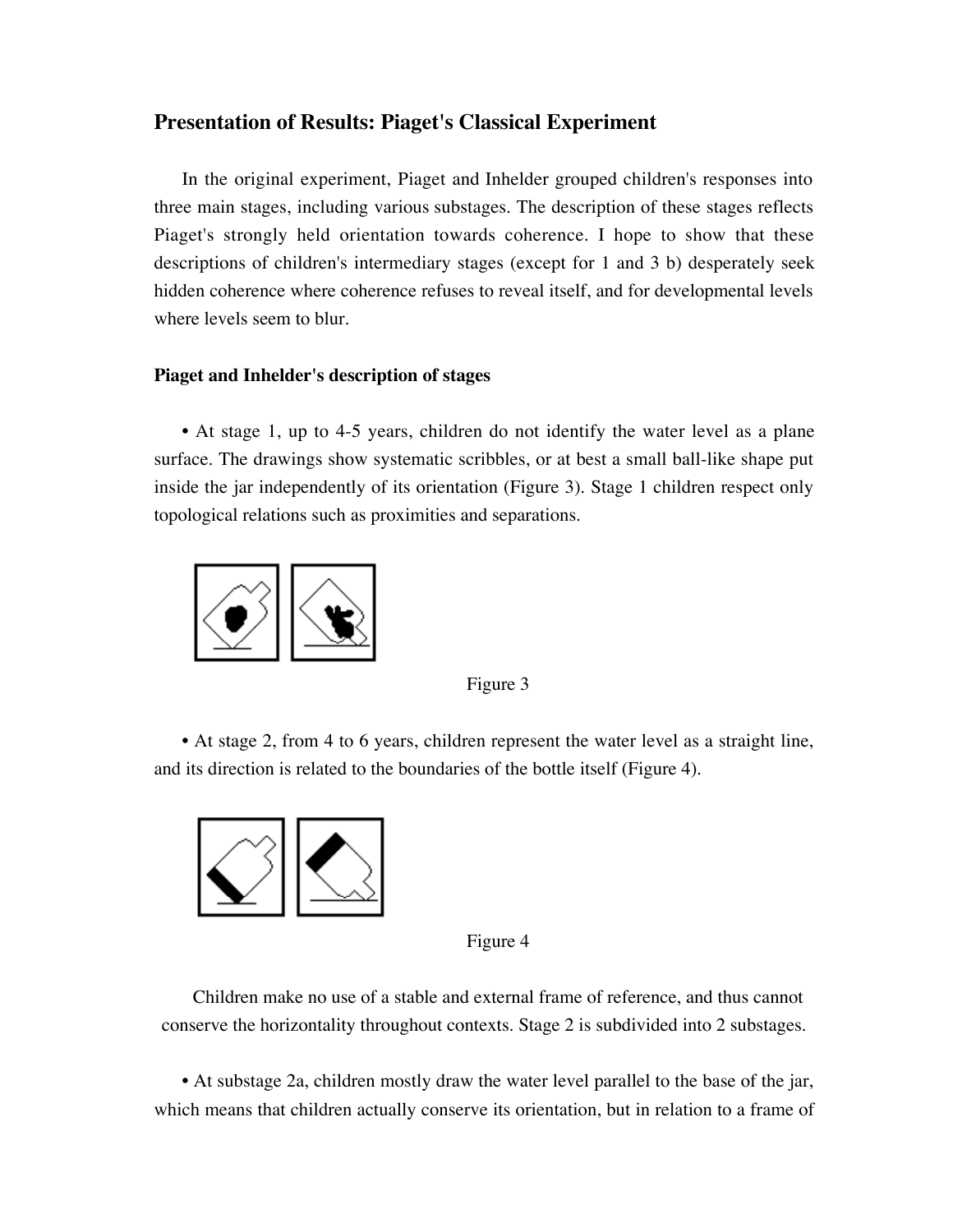## Presentation of Results: Piaget's Classical Experiment

In the original experiment, Piaget and Inhelder grouped children's responses into three main stages, including various substages. The description of these stages reflects Piaget's strongly held orientation towards coherence. I hope to show that these descriptions of children's intermediary stages (except for 1 and 3 b) desperately seek hidden coherence where coherence refuses to reveal itself, and for developmental levels where levels seem to blur.

### Piaget and Inhelder's description of stages

• At stage 1, up to 4-5 years, children do not identify the water level as a plane surface. The drawings show systematic scribbles, or at best a small ball-like shape put inside the jar independently of its orientation (Figure 3). Stage 1 children respect only topological relations such as proximities and separations.

Figure 3

• At stage 2, from 4 to 6 years, children represent the water level as a straight line, and its direction is related to the boundaries of the bottle itself (Figure 4).

Figure 4

Children make no use of a stable and external frame of reference, and thus cannot conserve the horizontality throughout contexts. Stage 2 is subdivided into 2 substages.

• At substage 2a, children mostly draw the water level parallel to the base of the jar, which means that children actually conserve its orientation, but in relation to a frame of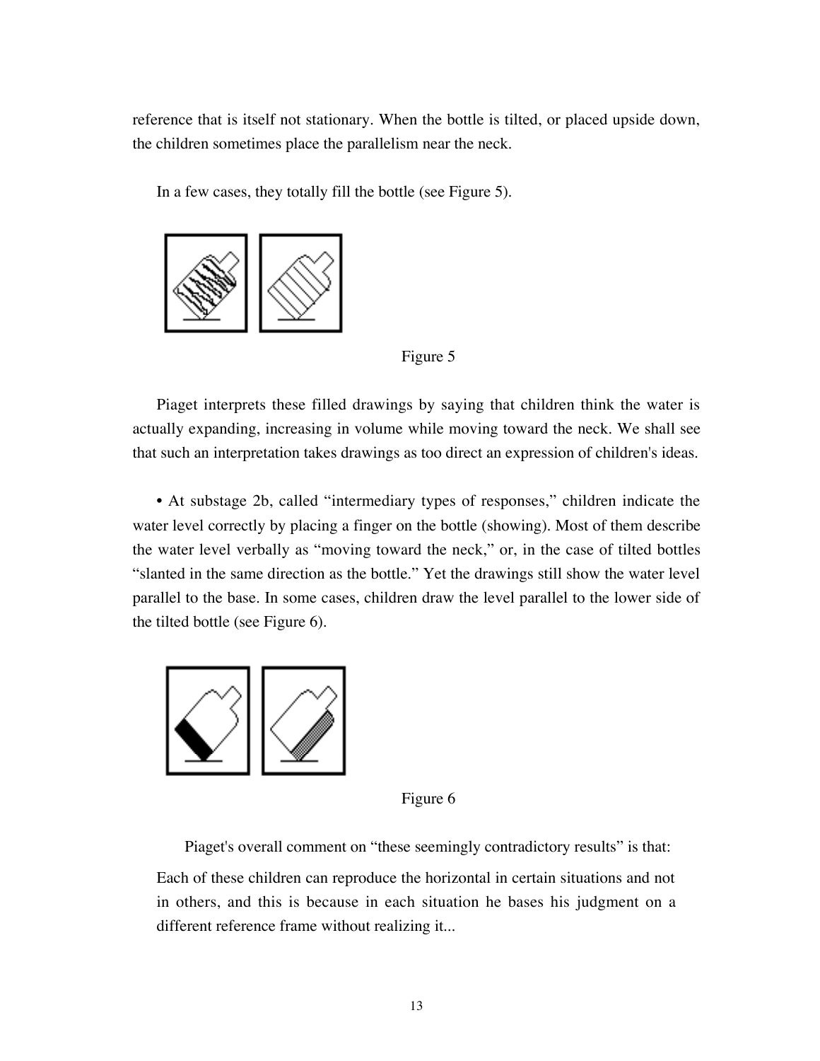reference that is itself not stationary. When the bottle is tilted, or placed upside down, the children sometimes place the parallelism near the neck.

In a few cases, they totally fill the bottle (see Figure 5).

Figure 5

Piaget interprets these filled drawings by saying that children think the water is actually expanding, increasing in volume while moving toward the neck. We shall see that such an interpretation takes drawings as too direct an expression of children's ideas.

• At substage 2b, called "intermediary types of responses," children indicate the water level correctly by placing a finger on the bottle (showing). Most of them describe the water level verbally as "moving toward the neck," or, in the case of tilted bottles "slanted in the same direction as the bottle." Yet the drawings still show the water level parallel to the base. In some cases, children draw the level parallel to the lower side of the tilted bottle (see Figure 6).

Figure 6

Piaget's overall comment on "these seemingly contradictory results" is that:

> Each of these children can reproduce the horizontal in certain situations and not in others, and this is because in each situation he bases his judgment on a different reference frame without realizing it...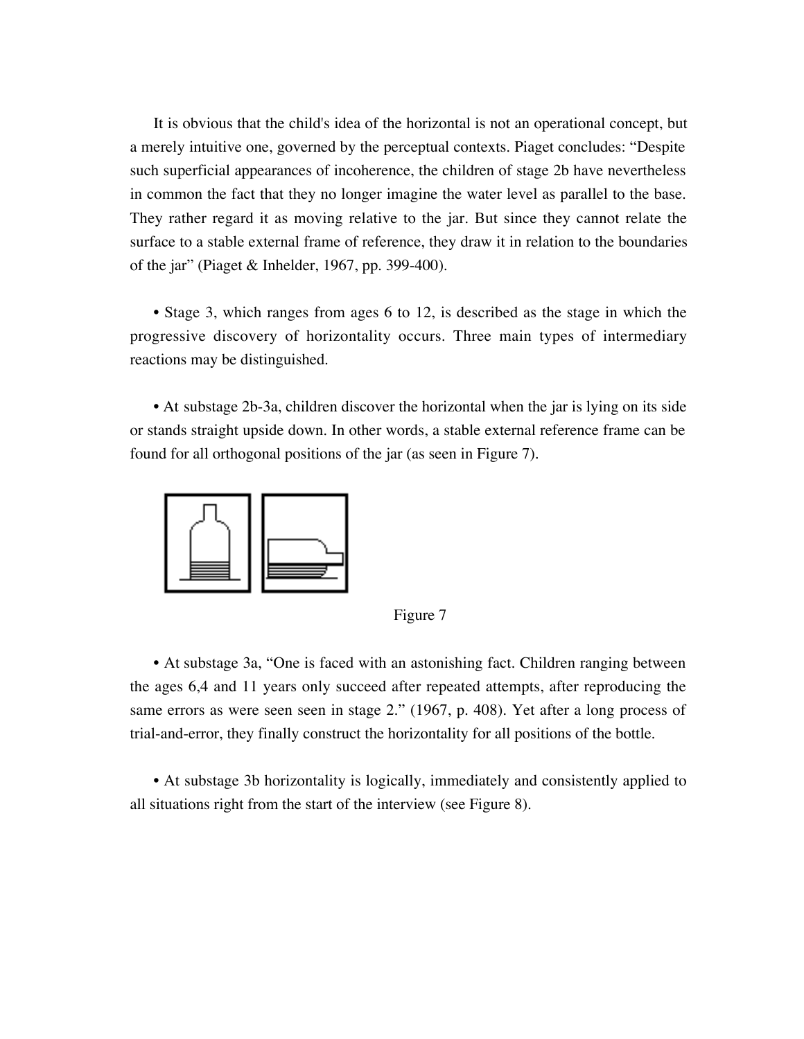It is obvious that the child's idea of the horizontal is not an operational concept, but a merely intuitive one, governed by the perceptual contexts. Piaget concludes: “Despite such superficial appearances of incoherence, the children of stage 2b have nevertheless in common the fact that they no longer imagine the water level as parallel to the base. They rather regard it as moving relative to the jar. But since they cannot relate the surface to a stable external frame of reference, they draw it in relation to the boundaries of the jar” (Piaget & Inhelder, 1967, pp. 399-400).

• Stage 3, which ranges from ages 6 to 12, is described as the stage in which the progressive discovery of horizontality occurs. Three main types of intermediary reactions may be distinguished.

• At substage 2b-3a, children discover the horizontal when the jar is lying on its side or stands straight upside down. In other words, a stable external reference frame can be found for all orthogonal positions of the jar (as seen in Figure 7).

Figure 7

• At substage 3a, “One is faced with an astonishing fact. Children ranging between the ages 6,4 and 11 years only succeed after repeated attempts, after reproducing the same errors as were seen seen in stage 2.” (1967, p. 408). Yet after a long process of trial-and-error, they finally construct the horizontality for all positions of the bottle.

• At substage 3b horizontality is logically, immediately and consistently applied to all situations right from the start of the interview (see Figure 8).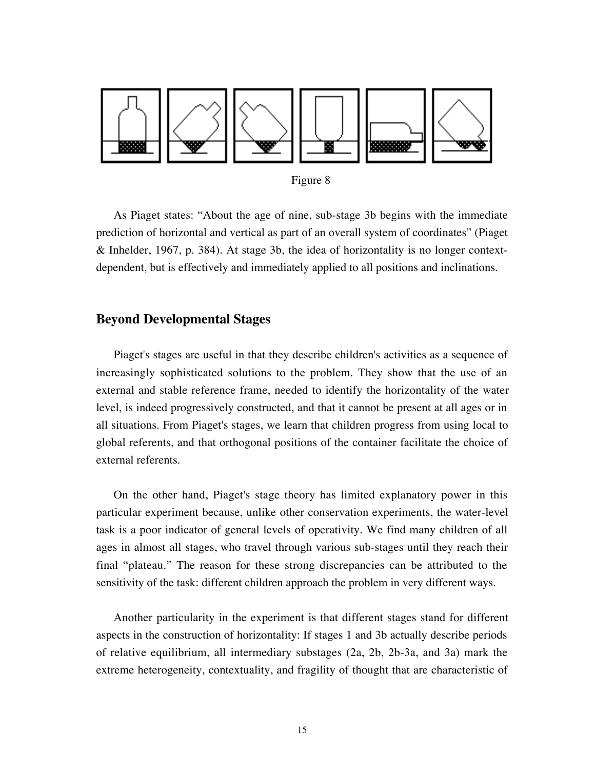Figure 8

As Piaget states: "About the age of nine, sub-stage 3b begins with the immediate prediction of horizontal and vertical as part of an overall system of coordinates" (Piaget & Inhelder, 1967, p. 384). At stage 3b, the idea of horizontality is no longer context-dependent, but is effectively and immediately applied to all positions and inclinations.

## Beyond Developmental Stages

Piaget's stages are useful in that they describe children's activities as a sequence of increasingly sophisticated solutions to the problem. They show that the use of an external and stable reference frame, needed to identify the horizontality of the water level, is indeed progressively constructed, and that it cannot be present at all ages or in all situations. From Piaget's stages, we learn that children progress from using local to global referents, and that orthogonal positions of the container facilitate the choice of external referents.

On the other hand, Piaget's stage theory has limited explanatory power in this particular experiment because, unlike other conservation experiments, the water-level task is a poor indicator of general levels of operativity. We find many children of all ages in almost all stages, who travel through various sub-stages until they reach their final "plateau." The reason for these strong discrepancies can be attributed to the sensitivity of the task: different children approach the problem in very different ways.

Another particularity in the experiment is that different stages stand for different aspects in the construction of horizontality: If stages 1 and 3b actually describe periods of relative equilibrium, all intermediary substages (2a, 2b, 2b-3a, and 3a) mark the extreme heterogeneity, contextuality, and fragility of thought that are characteristic of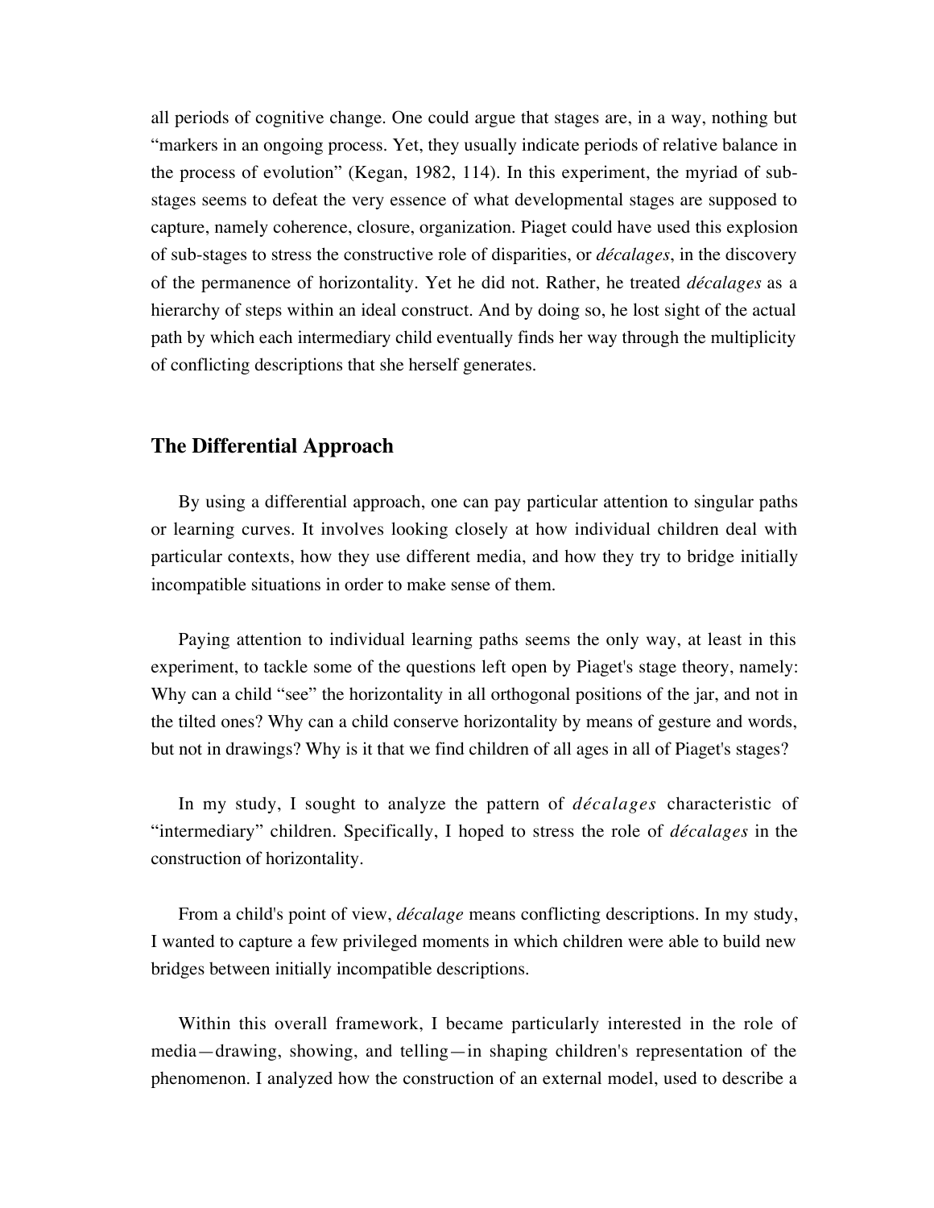all periods of cognitive change. One could argue that stages are, in a way, nothing but "markers in an ongoing process. Yet, they usually indicate periods of relative balance in the process of evolution" (Kegan, 1982, 114). In this experiment, the myriad of sub-stages seems to defeat the very essence of what developmental stages are supposed to capture, namely coherence, closure, organization. Piaget could have used this explosion of sub-stages to stress the constructive role of disparities, or *décalages*, in the discovery of the permanence of horizontality. Yet he did not. Rather, he treated *décalages* as a hierarchy of steps within an ideal construct. And by doing so, he lost sight of the actual path by which each intermediary child eventually finds her way through the multiplicity of conflicting descriptions that she herself generates.

## The Differential Approach

By using a differential approach, one can pay particular attention to singular paths or learning curves. It involves looking closely at how individual children deal with particular contexts, how they use different media, and how they try to bridge initially incompatible situations in order to make sense of them.

Paying attention to individual learning paths seems the only way, at least in this experiment, to tackle some of the questions left open by Piaget's stage theory, namely: Why can a child "see" the horizontality in all orthogonal positions of the jar, and not in the tilted ones? Why can a child conserve horizontality by means of gesture and words, but not in drawings? Why is it that we find children of all ages in all of Piaget's stages?

In my study, I sought to analyze the pattern of *décalages* characteristic of "intermediary" children. Specifically, I hoped to stress the role of *décalages* in the construction of horizontality.

From a child's point of view, *décalage* means conflicting descriptions. In my study, I wanted to capture a few privileged moments in which children were able to build new bridges between initially incompatible descriptions.

Within this overall framework, I became particularly interested in the role of media—drawing, showing, and telling—in shaping children's representation of the phenomenon. I analyzed how the construction of an external model, used to describe a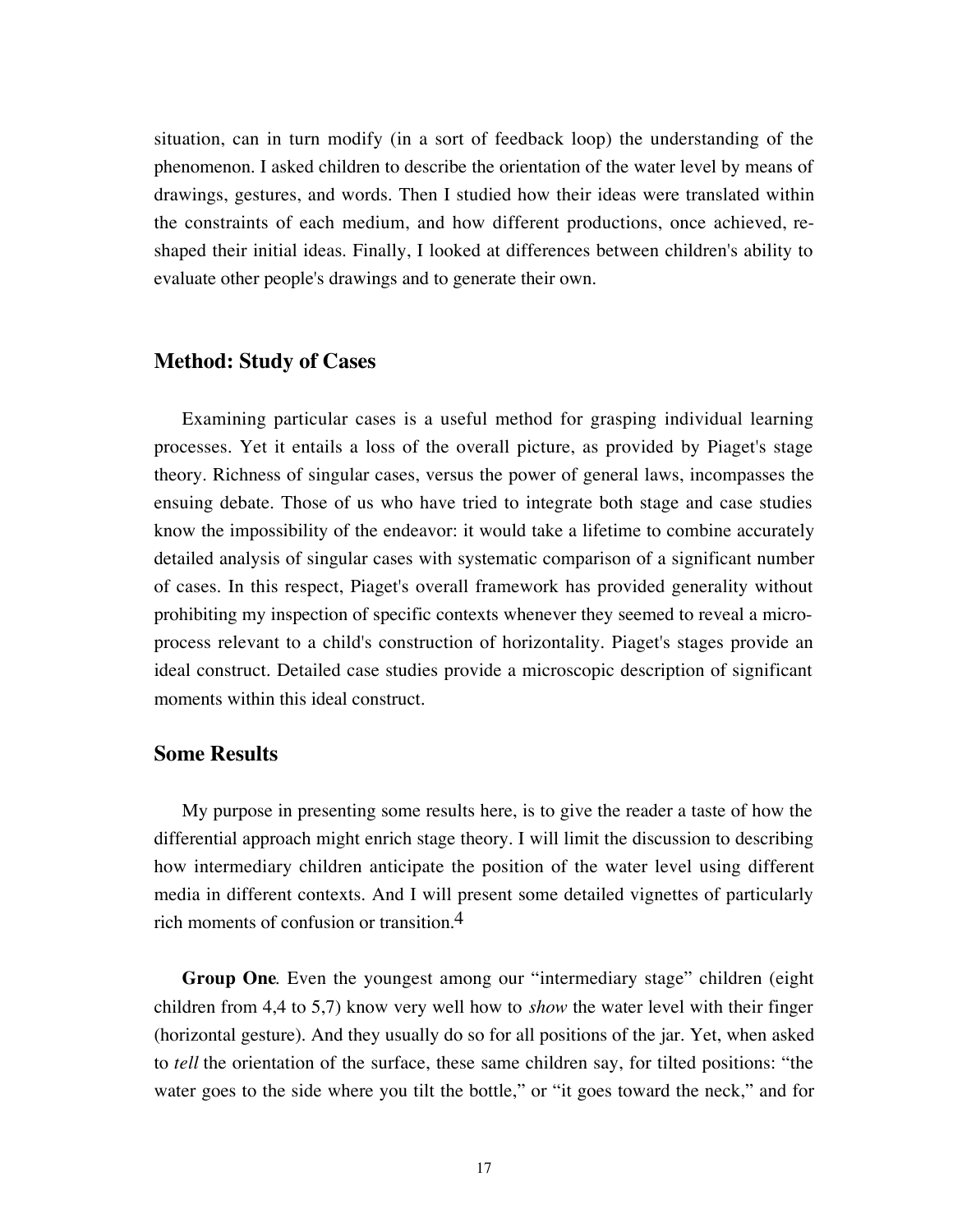situation, can in turn modify (in a sort of feedback loop) the understanding of the phenomenon. I asked children to describe the orientation of the water level by means of drawings, gestures, and words. Then I studied how their ideas were translated within the constraints of each medium, and how different productions, once achieved, re-shaped their initial ideas. Finally, I looked at differences between children's ability to evaluate other people's drawings and to generate their own.

## Method: Study of Cases

Examining particular cases is a useful method for grasping individual learning processes. Yet it entails a loss of the overall picture, as provided by Piaget's stage theory. Richness of singular cases, versus the power of general laws, incompasses the ensuing debate. Those of us who have tried to integrate both stage and case studies know the impossibility of the endeavor: it would take a lifetime to combine accurately detailed analysis of singular cases with systematic comparison of a significant number of cases. In this respect, Piaget's overall framework has provided generality without prohibiting my inspection of specific contexts whenever they seemed to reveal a micro-process relevant to a child's construction of horizontality. Piaget's stages provide an ideal construct. Detailed case studies provide a microscopic description of significant moments within this ideal construct.

## Some Results

My purpose in presenting some results here, is to give the reader a taste of how the differential approach might enrich stage theory. I will limit the discussion to describing how intermediary children anticipate the position of the water level using different media in different contexts. And I will present some detailed vignettes of particularly rich moments of confusion or transition.[4]

**Group One**. Even the youngest among our "intermediary stage" children (eight children from 4,4 to 5,7) know very well how to *show* the water level with their finger (horizontal gesture). And they usually do so for all positions of the jar. Yet, when asked to *tell* the orientation of the surface, these same children say, for tilted positions: "the water goes to the side where you tilt the bottle," or "it goes toward the neck," and for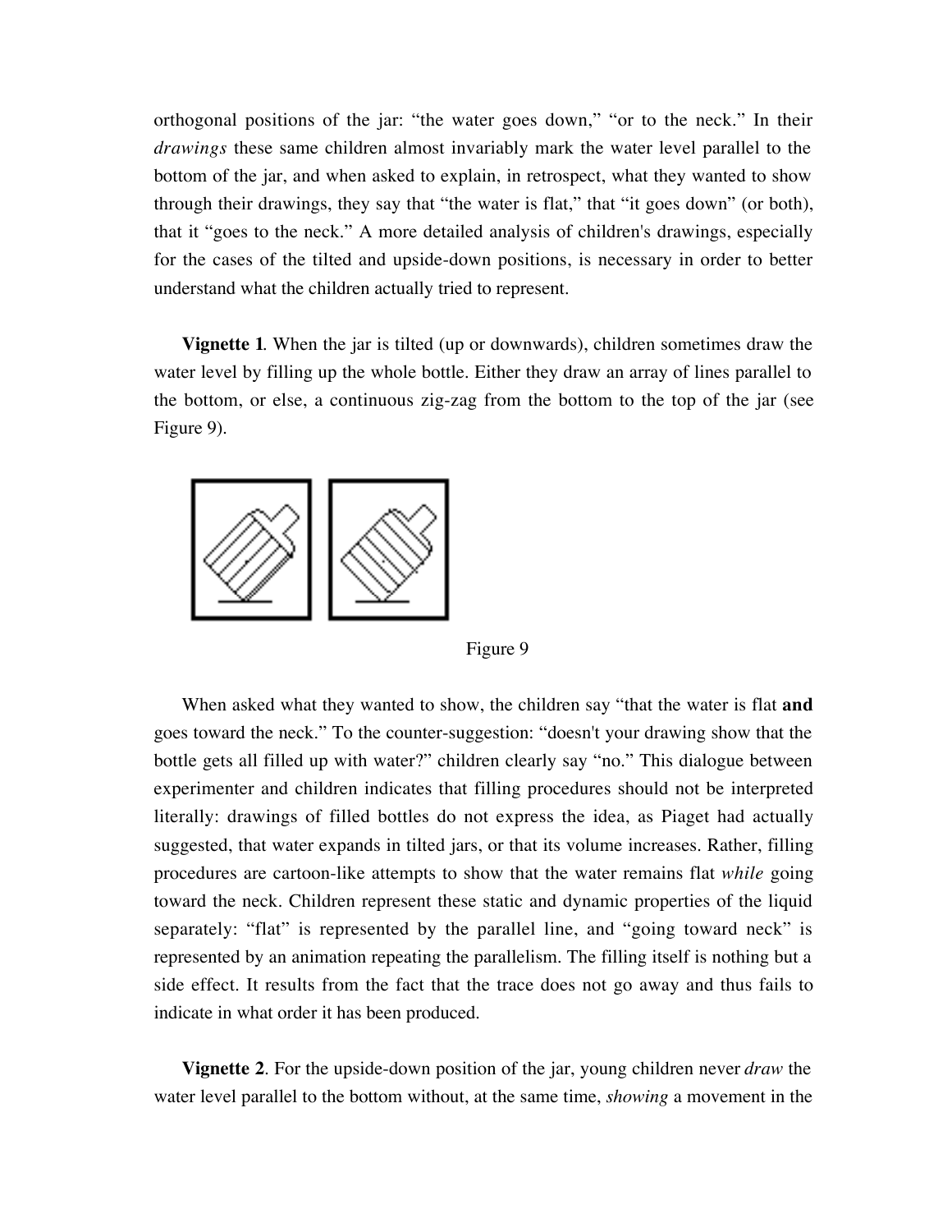orthogonal positions of the jar: "the water goes down," "or to the neck." In their *drawings* these same children almost invariably mark the water level parallel to the bottom of the jar, and when asked to explain, in retrospect, what they wanted to show through their drawings, they say that "the water is flat," that "it goes down" (or both), that it "goes to the neck." A more detailed analysis of children's drawings, especially for the cases of the tilted and upside-down positions, is necessary in order to better understand what the children actually tried to represent.

**Vignette 1**. When the jar is tilted (up or downwards), children sometimes draw the water level by filling up the whole bottle. Either they draw an array of lines parallel to the bottom, or else, a continuous zig-zag from the bottom to the top of the jar (see Figure 9).

Figure 9

When asked what they wanted to show, the children say "that the water is flat **and** goes toward the neck." To the counter-suggestion: "doesn't your drawing show that the bottle gets all filled up with water?" children clearly say "no." This dialogue between experimenter and children indicates that filling procedures should not be interpreted literally: drawings of filled bottles do not express the idea, as Piaget had actually suggested, that water expands in tilted jars, or that its volume increases. Rather, filling procedures are cartoon-like attempts to show that the water remains flat *while* going toward the neck. Children represent these static and dynamic properties of the liquid separately: "flat" is represented by the parallel line, and "going toward neck" is represented by an animation repeating the parallelism. The filling itself is nothing but a side effect. It results from the fact that the trace does not go away and thus fails to indicate in what order it has been produced.

**Vignette 2**. For the upside-down position of the jar, young children never *draw* the water level parallel to the bottom without, at the same time, *showing* a movement in the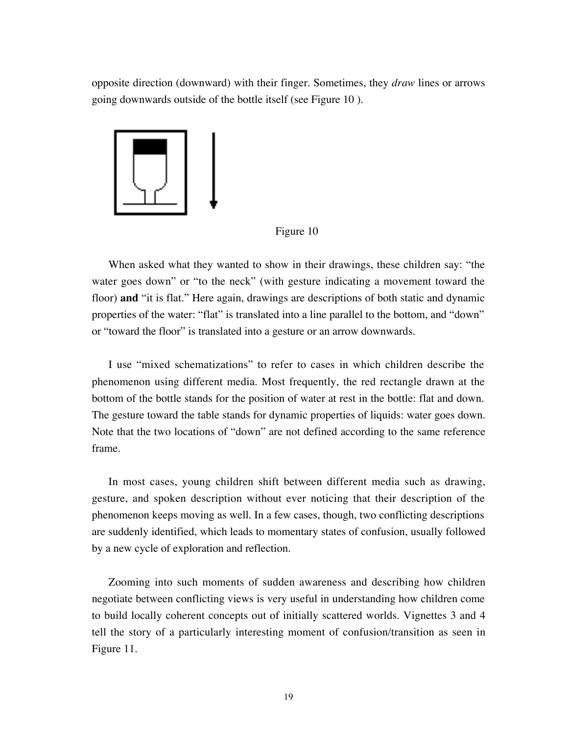opposite direction (downward) with their finger. Sometimes, they *draw* lines or arrows going downwards outside of the bottle itself (see Figure 10 ).

Figure 10

When asked what they wanted to show in their drawings, these children say: “the water goes down” or “to the neck” (with gesture indicating a movement toward the floor) **and** “it is flat.” Here again, drawings are descriptions of both static and dynamic properties of the water: “flat” is translated into a line parallel to the bottom, and “down” or “toward the floor” is translated into a gesture or an arrow downwards.

I use “mixed schematizations” to refer to cases in which children describe the phenomenon using different media. Most frequently, the red rectangle drawn at the bottom of the bottle stands for the position of water at rest in the bottle: flat and down. The gesture toward the table stands for dynamic properties of liquids: water goes down. Note that the two locations of “down” are not defined according to the same reference frame.

In most cases, young children shift between different media such as drawing, gesture, and spoken description without ever noticing that their description of the phenomenon keeps moving as well. In a few cases, though, two conflicting descriptions are suddenly identified, which leads to momentary states of confusion, usually followed by a new cycle of exploration and reflection.

Zooming into such moments of sudden awareness and describing how children negotiate between conflicting views is very useful in understanding how children come to build locally coherent concepts out of initially scattered worlds. Vignettes 3 and 4 tell the story of a particularly interesting moment of confusion/transition as seen in Figure 11.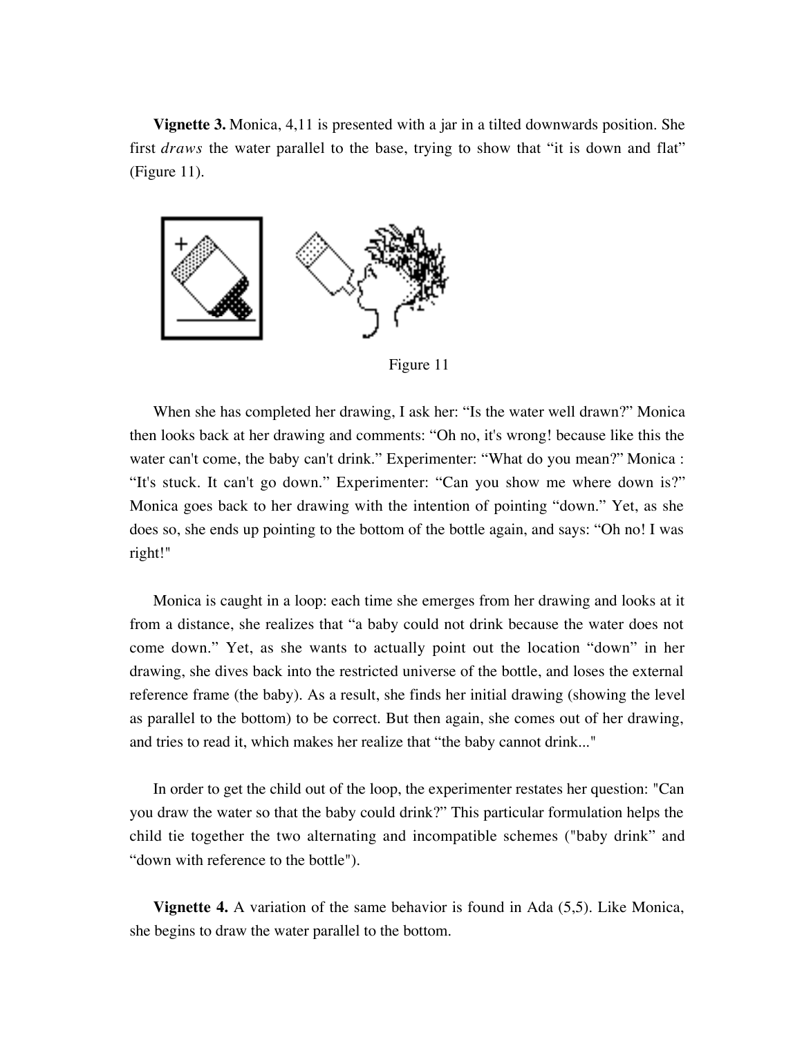**Vignette 3.** Monica, 4,11 is presented with a jar in a tilted downwards position. She first *draws* the water parallel to the base, trying to show that "it is down and flat" (Figure 11).

Figure 11

When she has completed her drawing, I ask her: "Is the water well drawn?" Monica then looks back at her drawing and comments: "Oh no, it's wrong! because like this the water can't come, the baby can't drink." Experimenter: "What do you mean?" Monica : "It's stuck. It can't go down." Experimenter: "Can you show me where down is?" Monica goes back to her drawing with the intention of pointing "down." Yet, as she does so, she ends up pointing to the bottom of the bottle again, and says: "Oh no! I was right!"

Monica is caught in a loop: each time she emerges from her drawing and looks at it from a distance, she realizes that "a baby could not drink because the water does not come down." Yet, as she wants to actually point out the location "down" in her drawing, she dives back into the restricted universe of the bottle, and loses the external reference frame (the baby). As a result, she finds her initial drawing (showing the level as parallel to the bottom) to be correct. But then again, she comes out of her drawing, and tries to read it, which makes her realize that "the baby cannot drink..."

In order to get the child out of the loop, the experimenter restates her question: "Can you draw the water so that the baby could drink?" This particular formulation helps the child tie together the two alternating and incompatible schemes ("baby drink" and "down with reference to the bottle").

**Vignette 4.** A variation of the same behavior is found in Ada (5,5). Like Monica, she begins to draw the water parallel to the bottom.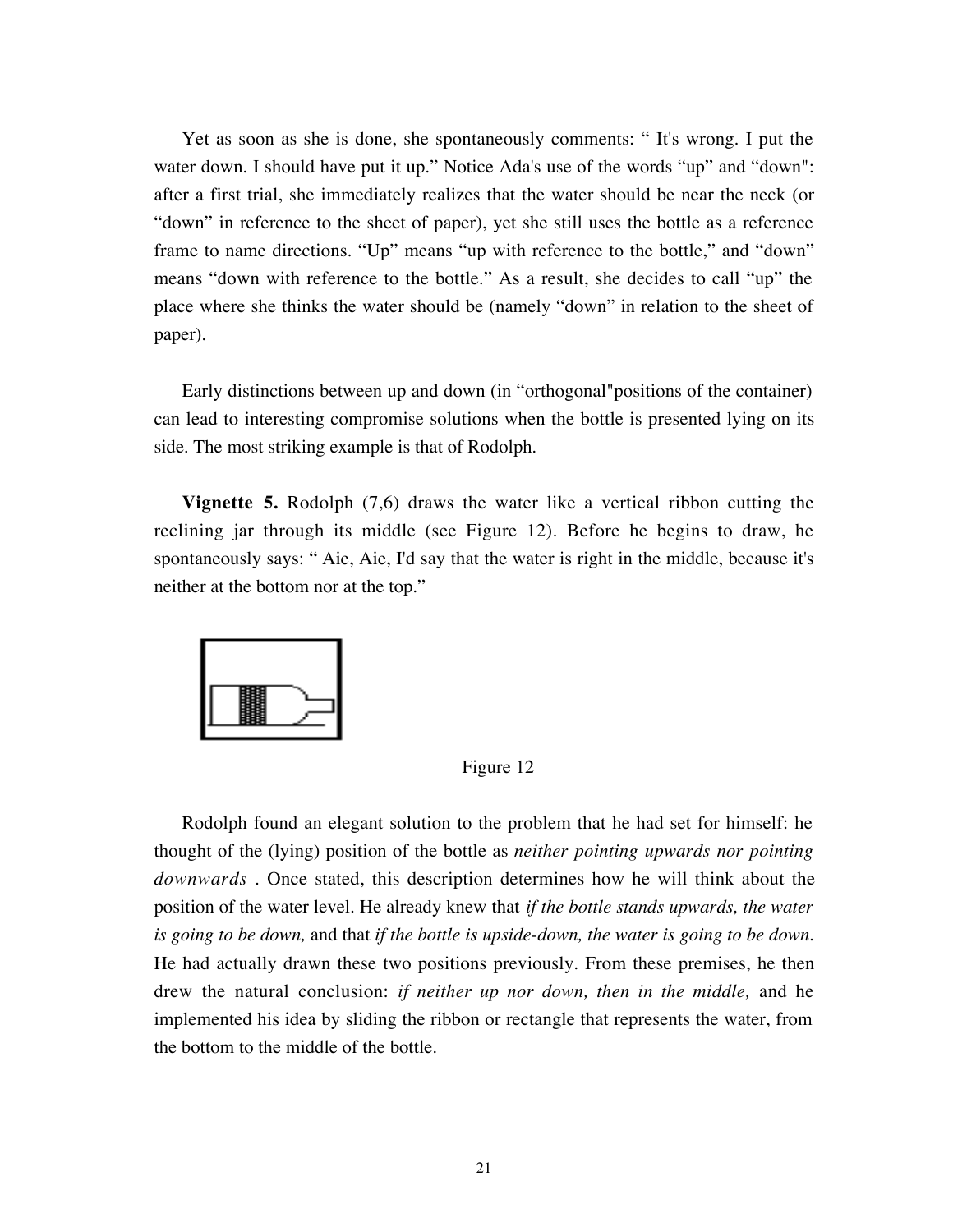Yet as soon as she is done, she spontaneously comments: " It's wrong. I put the water down. I should have put it up." Notice Ada's use of the words "up" and "down": after a first trial, she immediately realizes that the water should be near the neck (or "down" in reference to the sheet of paper), yet she still uses the bottle as a reference frame to name directions. "Up" means "up with reference to the bottle," and "down" means "down with reference to the bottle." As a result, she decides to call "up" the place where she thinks the water should be (namely "down" in relation to the sheet of paper).

Early distinctions between up and down (in "orthogonal"positions of the container) can lead to interesting compromise solutions when the bottle is presented lying on its side. The most striking example is that of Rodolph.

**Vignette 5.** Rodolph (7,6) draws the water like a vertical ribbon cutting the reclining jar through its middle (see Figure 12). Before he begins to draw, he spontaneously says: " Aie, Aie, I'd say that the water is right in the middle, because it's neither at the bottom nor at the top."

Figure 12

Rodolph found an elegant solution to the problem that he had set for himself: he thought of the (lying) position of the bottle as *neither pointing upwards nor pointing downwards* . Once stated, this description determines how he will think about the position of the water level. He already knew that *if the bottle stands upwards, the water is going to be down,* and that *if the bottle is upside-down, the water is going to be down.* He had actually drawn these two positions previously. From these premises, he then drew the natural conclusion: *if neither up nor down, then in the middle,* and he implemented his idea by sliding the ribbon or rectangle that represents the water, from the bottom to the middle of the bottle.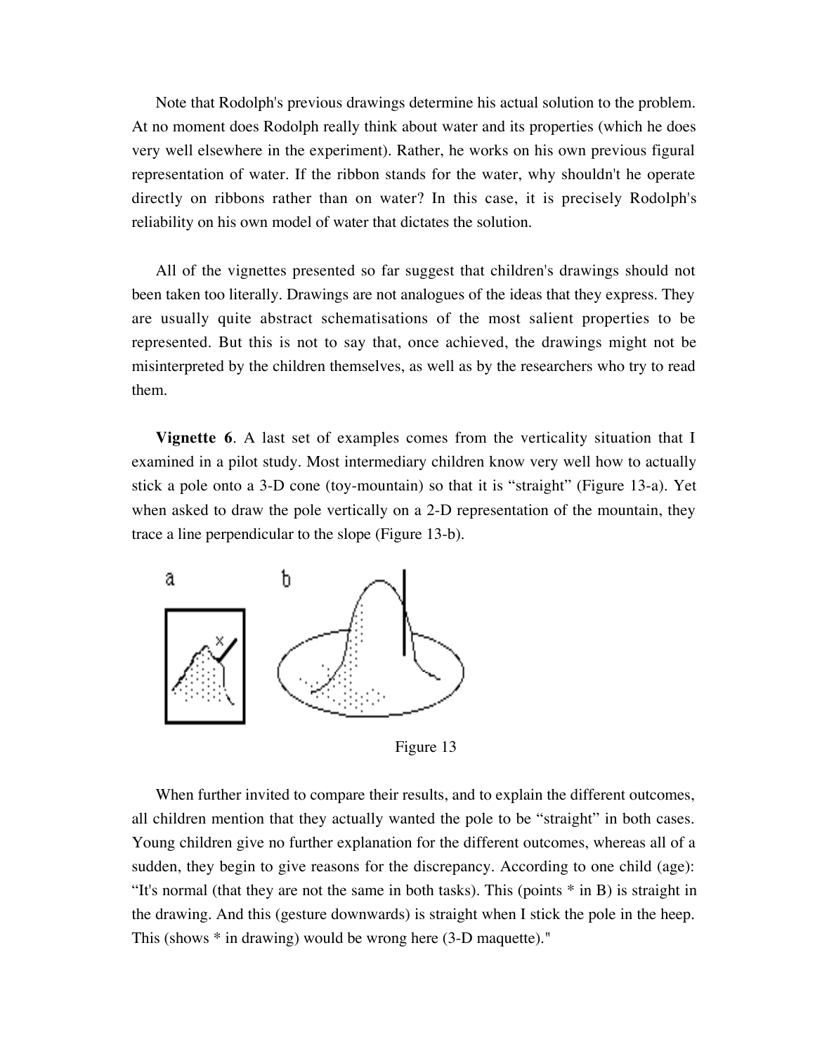Note that Rodolph's previous drawings determine his actual solution to the problem. At no moment does Rodolph really think about water and its properties (which he does very well elsewhere in the experiment). Rather, he works on his own previous figural representation of water. If the ribbon stands for the water, why shouldn't he operate directly on ribbons rather than on water? In this case, it is precisely Rodolph's reliability on his own model of water that dictates the solution.

All of the vignettes presented so far suggest that children's drawings should not been taken too literally. Drawings are not analogues of the ideas that they express. They are usually quite abstract schematisations of the most salient properties to be represented. But this is not to say that, once achieved, the drawings might not be misinterpreted by the children themselves, as well as by the researchers who try to read them.

**Vignette 6**. A last set of examples comes from the verticality situation that I examined in a pilot study. Most intermediary children know very well how to actually stick a pole onto a 3-D cone (toy-mountain) so that it is "straight" (Figure 13-a). Yet when asked to draw the pole vertically on a 2-D representation of the mountain, they trace a line perpendicular to the slope (Figure 13-b).

Figure 13

When further invited to compare their results, and to explain the different outcomes, all children mention that they actually wanted the pole to be "straight" in both cases. Young children give no further explanation for the different outcomes, whereas all of a sudden, they begin to give reasons for the discrepancy. According to one child (age): "It's normal (that they are not the same in both tasks). This (points * in B) is straight in the drawing. And this (gesture downwards) is straight when I stick the pole in the heep. This (shows * in drawing) would be wrong here (3-D maquette)."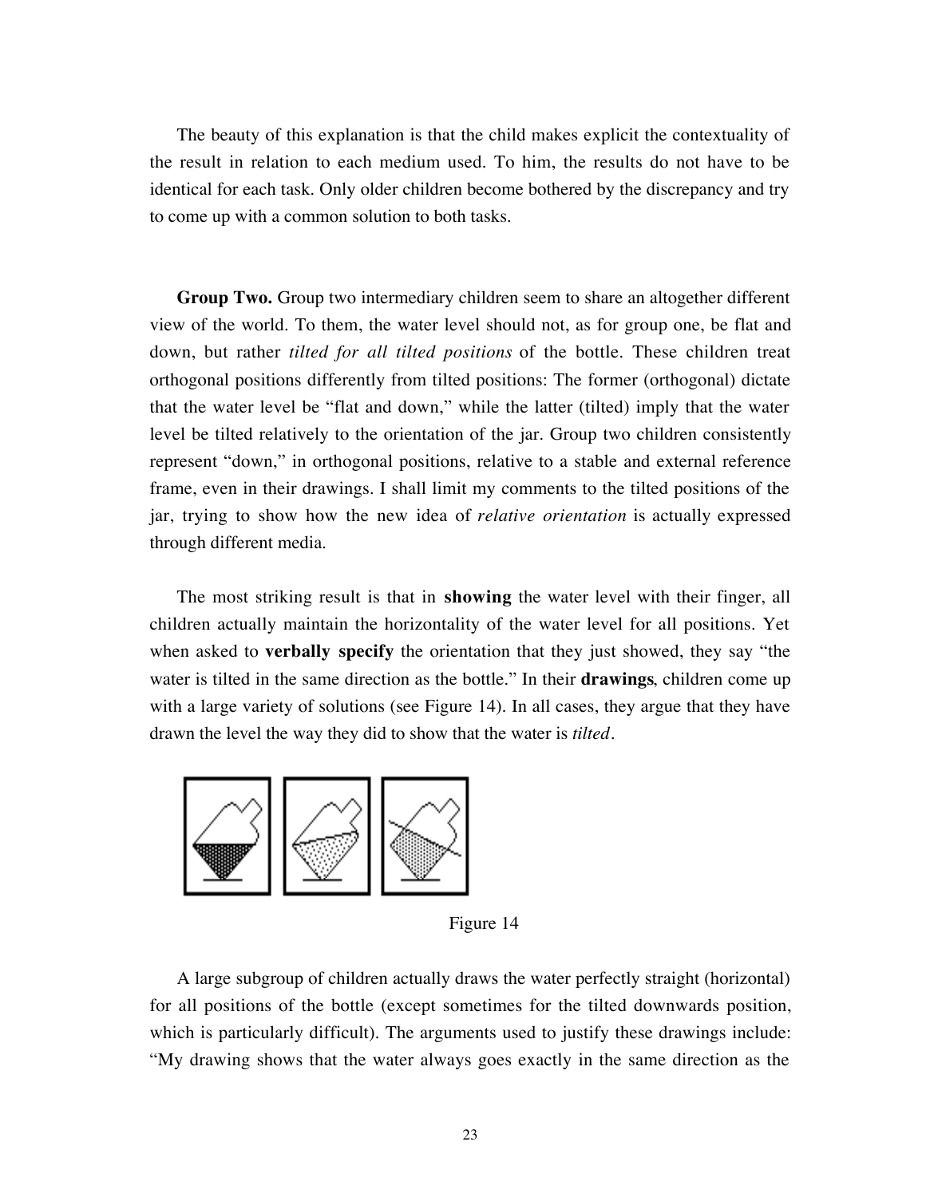The beauty of this explanation is that the child makes explicit the contextuality of the result in relation to each medium used. To him, the results do not have to be identical for each task. Only older children become bothered by the discrepancy and try to come up with a common solution to both tasks.

**Group Two.** Group two intermediary children seem to share an altogether different view of the world. To them, the water level should not, as for group one, be flat and down, but rather *tilted for all tilted positions* of the bottle. These children treat orthogonal positions differently from tilted positions: The former (orthogonal) dictate that the water level be "flat and down," while the latter (tilted) imply that the water level be tilted relatively to the orientation of the jar. Group two children consistently represent "down," in orthogonal positions, relative to a stable and external reference frame, even in their drawings. I shall limit my comments to the tilted positions of the jar, trying to show how the new idea of *relative orientation* is actually expressed through different media.

The most striking result is that in **showing** the water level with their finger, all children actually maintain the horizontality of the water level for all positions. Yet when asked to **verbally specify** the orientation that they just showed, they say "the water is tilted in the same direction as the bottle." In their **drawings**, children come up with a large variety of solutions (see Figure 14). In all cases, they argue that they have drawn the level the way they did to show that the water is *tilted*.

Figure 14

A large subgroup of children actually draws the water perfectly straight (horizontal) for all positions of the bottle (except sometimes for the tilted downwards position, which is particularly difficult). The arguments used to justify these drawings include: "My drawing shows that the water always goes exactly in the same direction as the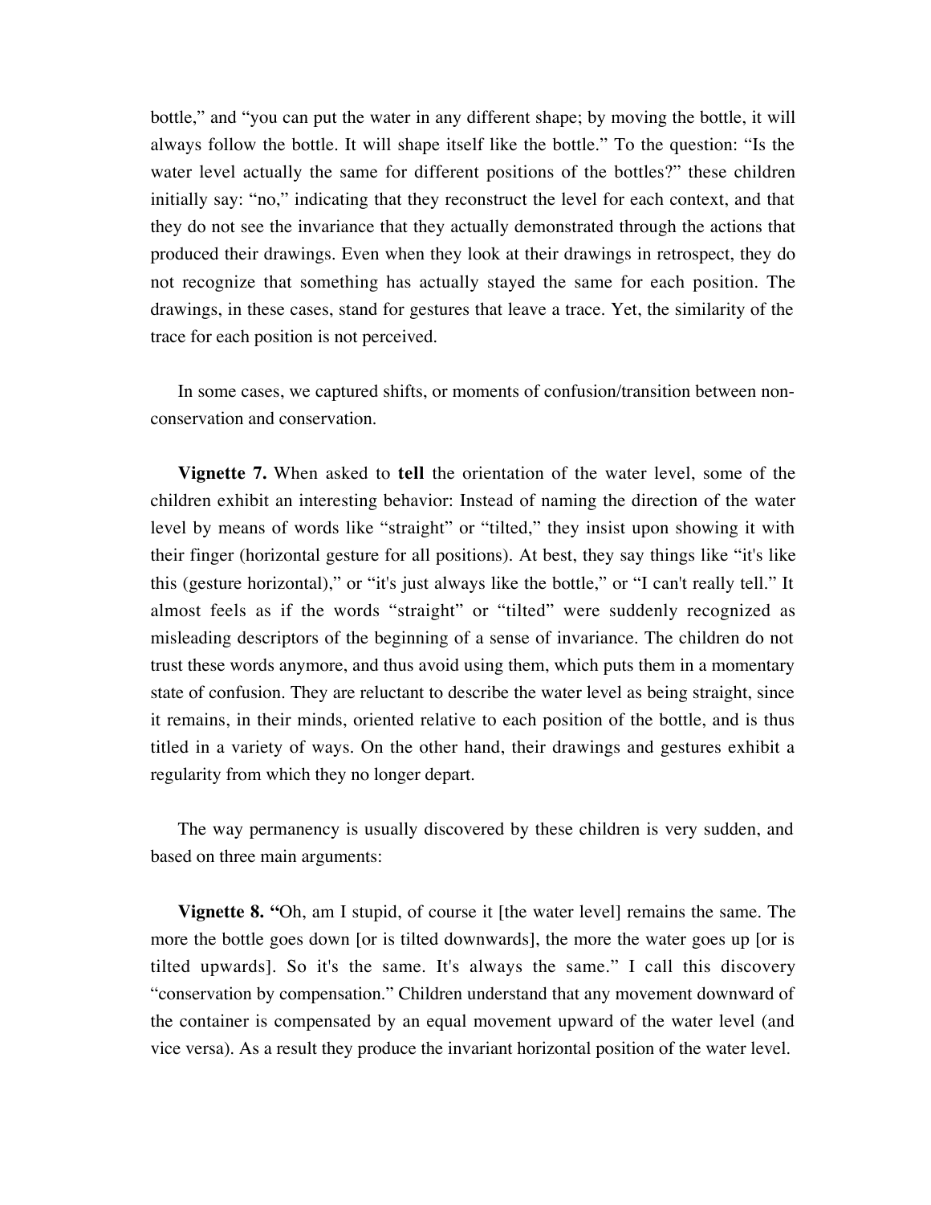bottle," and "you can put the water in any different shape; by moving the bottle, it will always follow the bottle. It will shape itself like the bottle." To the question: "Is the water level actually the same for different positions of the bottles?" these children initially say: "no," indicating that they reconstruct the level for each context, and that they do not see the invariance that they actually demonstrated through the actions that produced their drawings. Even when they look at their drawings in retrospect, they do not recognize that something has actually stayed the same for each position. The drawings, in these cases, stand for gestures that leave a trace. Yet, the similarity of the trace for each position is not perceived.

In some cases, we captured shifts, or moments of confusion/transition between non-conservation and conservation.

**Vignette 7.** When asked to **tell** the orientation of the water level, some of the children exhibit an interesting behavior: Instead of naming the direction of the water level by means of words like "straight" or "tilted," they insist upon showing it with their finger (horizontal gesture for all positions). At best, they say things like "it's like this (gesture horizontal)," or "it's just always like the bottle," or "I can't really tell." It almost feels as if the words "straight" or "tilted" were suddenly recognized as misleading descriptors of the beginning of a sense of invariance. The children do not trust these words anymore, and thus avoid using them, which puts them in a momentary state of confusion. They are reluctant to describe the water level as being straight, since it remains, in their minds, oriented relative to each position of the bottle, and is thus titled in a variety of ways. On the other hand, their drawings and gestures exhibit a regularity from which they no longer depart.

The way permanency is usually discovered by these children is very sudden, and based on three main arguments:

**Vignette 8. "**Oh, am I stupid, of course it [the water level] remains the same. The more the bottle goes down [or is tilted downwards], the more the water goes up [or is tilted upwards]. So it's the same. It's always the same." I call this discovery "conservation by compensation." Children understand that any movement downward of the container is compensated by an equal movement upward of the water level (and vice versa). As a result they produce the invariant horizontal position of the water level.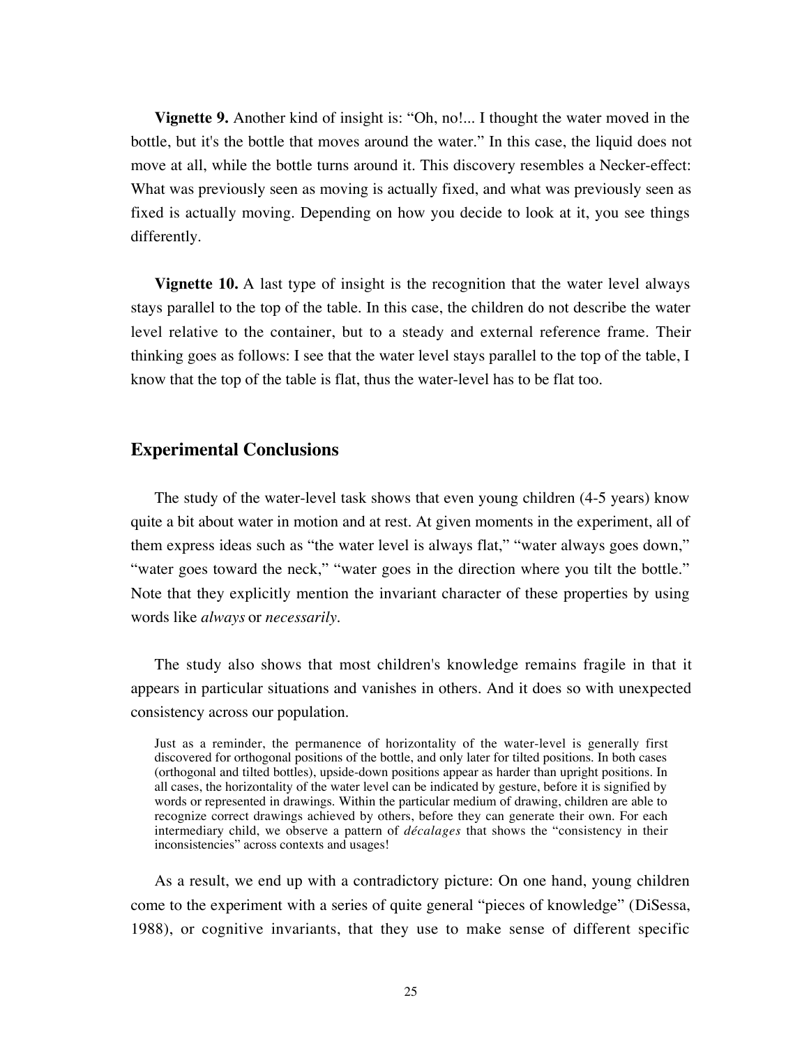**Vignette 9.** Another kind of insight is: "Oh, no!... I thought the water moved in the bottle, but it's the bottle that moves around the water." In this case, the liquid does not move at all, while the bottle turns around it. This discovery resembles a Necker-effect: What was previously seen as moving is actually fixed, and what was previously seen as fixed is actually moving. Depending on how you decide to look at it, you see things differently.

**Vignette 10.** A last type of insight is the recognition that the water level always stays parallel to the top of the table. In this case, the children do not describe the water level relative to the container, but to a steady and external reference frame. Their thinking goes as follows: I see that the water level stays parallel to the top of the table, I know that the top of the table is flat, thus the water-level has to be flat too.

## Experimental Conclusions

The study of the water-level task shows that even young children (4-5 years) know quite a bit about water in motion and at rest. At given moments in the experiment, all of them express ideas such as "the water level is always flat," "water always goes down," "water goes toward the neck," "water goes in the direction where you tilt the bottle." Note that they explicitly mention the invariant character of these properties by using words like *always* or *necessarily*.

The study also shows that most children's knowledge remains fragile in that it appears in particular situations and vanishes in others. And it does so with unexpected consistency across our population.

> Just as a reminder, the permanence of horizontality of the water-level is generally first discovered for orthogonal positions of the bottle, and only later for tilted positions. In both cases (orthogonal and tilted bottles), upside-down positions appear as harder than upright positions. In all cases, the horizontality of the water level can be indicated by gesture, before it is signified by words or represented in drawings. Within the particular medium of drawing, children are able to recognize correct drawings achieved by others, before they can generate their own. For each intermediary child, we observe a pattern of *décalages* that shows the "consistency in their inconsistencies" across contexts and usages!

As a result, we end up with a contradictory picture: On one hand, young children come to the experiment with a series of quite general "pieces of knowledge" (DiSessa, 1988), or cognitive invariants, that they use to make sense of different specific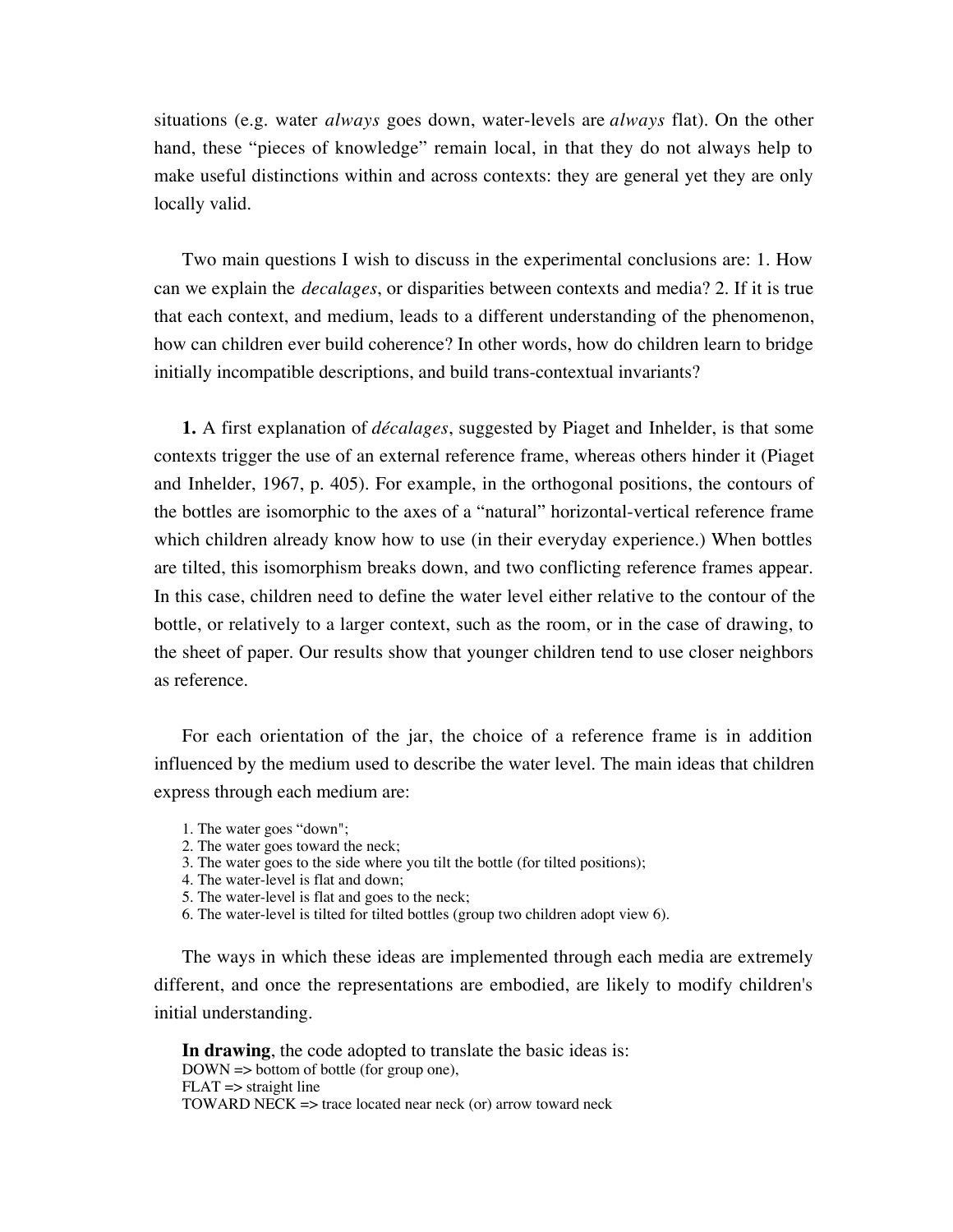situations (e.g. water *always* goes down, water-levels are *always* flat). On the other hand, these "pieces of knowledge" remain local, in that they do not always help to make useful distinctions within and across contexts: they are general yet they are only locally valid.

Two main questions I wish to discuss in the experimental conclusions are: 1. How can we explain the *decalages*, or disparities between contexts and media? 2. If it is true that each context, and medium, leads to a different understanding of the phenomenon, how can children ever build coherence? In other words, how do children learn to bridge initially incompatible descriptions, and build trans-contextual invariants?

**1.** A first explanation of *décalages*, suggested by Piaget and Inhelder, is that some contexts trigger the use of an external reference frame, whereas others hinder it (Piaget and Inhelder, 1967, p. 405). For example, in the orthogonal positions, the contours of the bottles are isomorphic to the axes of a "natural" horizontal-vertical reference frame which children already know how to use (in their everyday experience.) When bottles are tilted, this isomorphism breaks down, and two conflicting reference frames appear. In this case, children need to define the water level either relative to the contour of the bottle, or relatively to a larger context, such as the room, or in the case of drawing, to the sheet of paper. Our results show that younger children tend to use closer neighbors as reference.

For each orientation of the jar, the choice of a reference frame is in addition influenced by the medium used to describe the water level. The main ideas that children express through each medium are:

1. The water goes "down";
2. The water goes toward the neck;
3. The water goes to the side where you tilt the bottle (for tilted positions);
4. The water-level is flat and down;
5. The water-level is flat and goes to the neck;
6. The water-level is tilted for tilted bottles (group two children adopt view 6).

The ways in which these ideas are implemented through each media are extremely different, and once the representations are embodied, are likely to modify children's initial understanding.

**In drawing**, the code adopted to translate the basic ideas is:
DOWN => bottom of bottle (for group one),
FLAT => straight line
TOWARD NECK => trace located near neck (or) arrow toward neck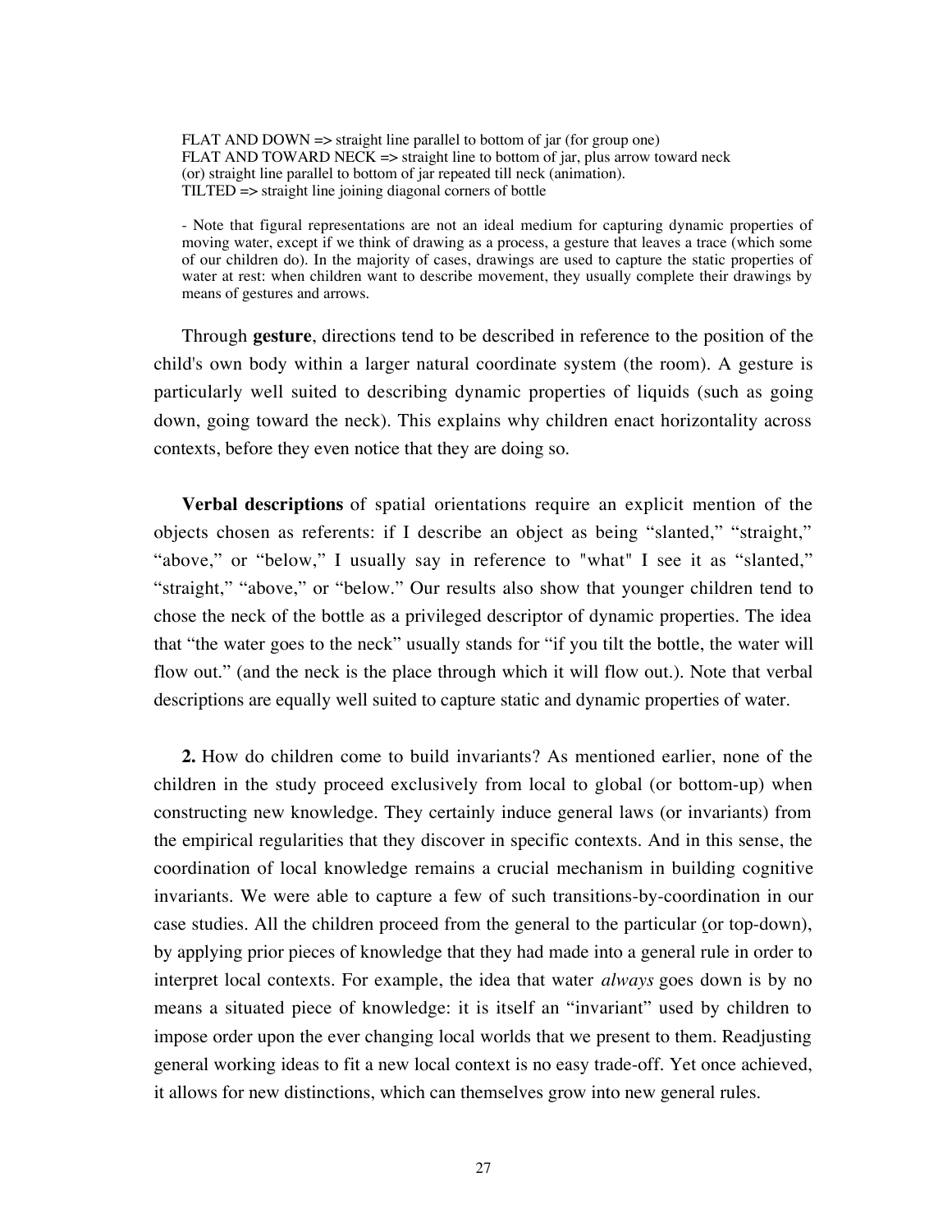FLAT AND DOWN => straight line parallel to bottom of jar (for group one)
FLAT AND TOWARD NECK => straight line to bottom of jar, plus arrow toward neck
(or) straight line parallel to bottom of jar repeated till neck (animation).
TILTED => straight line joining diagonal corners of bottle

- Note that figural representations are not an ideal medium for capturing dynamic properties of moving water, except if we think of drawing as a process, a gesture that leaves a trace (which some of our children do). In the majority of cases, drawings are used to capture the static properties of water at rest: when children want to describe movement, they usually complete their drawings by means of gestures and arrows.

Through **gesture**, directions tend to be described in reference to the position of the child's own body within a larger natural coordinate system (the room). A gesture is particularly well suited to describing dynamic properties of liquids (such as going down, going toward the neck). This explains why children enact horizontality across contexts, before they even notice that they are doing so.

**Verbal descriptions** of spatial orientations require an explicit mention of the objects chosen as referents: if I describe an object as being "slanted," "straight," "above," or "below," I usually say in reference to "what" I see it as "slanted," "straight," "above," or "below." Our results also show that younger children tend to chose the neck of the bottle as a privileged descriptor of dynamic properties. The idea that "the water goes to the neck" usually stands for "if you tilt the bottle, the water will flow out." (and the neck is the place through which it will flow out.). Note that verbal descriptions are equally well suited to capture static and dynamic properties of water.

**2.** How do children come to build invariants? As mentioned earlier, none of the children in the study proceed exclusively from local to global (or bottom-up) when constructing new knowledge. They certainly induce general laws (or invariants) from the empirical regularities that they discover in specific contexts. And in this sense, the coordination of local knowledge remains a crucial mechanism in building cognitive invariants. We were able to capture a few of such transitions-by-coordination in our case studies. All the children proceed from the general to the particular (or top-down), by applying prior pieces of knowledge that they had made into a general rule in order to interpret local contexts. For example, the idea that water *always* goes down is by no means a situated piece of knowledge: it is itself an "invariant" used by children to impose order upon the ever changing local worlds that we present to them. Readjusting general working ideas to fit a new local context is no easy trade-off. Yet once achieved, it allows for new distinctions, which can themselves grow into new general rules.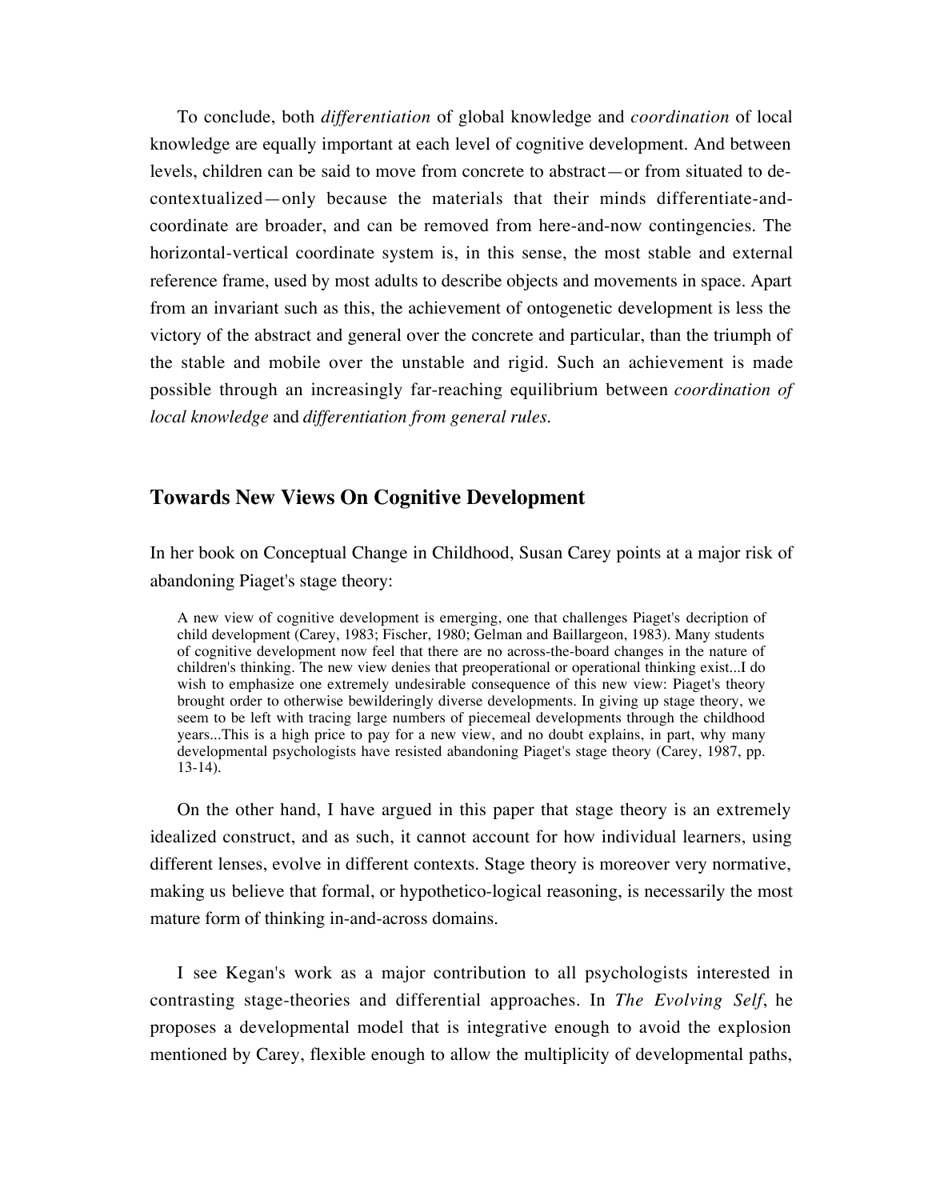To conclude, both *differentiation* of global knowledge and *coordination* of local knowledge are equally important at each level of cognitive development. And between levels, children can be said to move from concrete to abstract—or from situated to de-contextualized—only because the materials that their minds differentiate-and-coordinate are broader, and can be removed from here-and-now contingencies. The horizontal-vertical coordinate system is, in this sense, the most stable and external reference frame, used by most adults to describe objects and movements in space. Apart from an invariant such as this, the achievement of ontogenetic development is less the victory of the abstract and general over the concrete and particular, than the triumph of the stable and mobile over the unstable and rigid. Such an achievement is made possible through an increasingly far-reaching equilibrium between *coordination of local knowledge* and *differentiation from general rules.*

## Towards New Views On Cognitive Development

In her book on Conceptual Change in Childhood, Susan Carey points at a major risk of abandoning Piaget's stage theory:

> A new view of cognitive development is emerging, one that challenges Piaget's decription of child development (Carey, 1983; Fischer, 1980; Gelman and Baillargeon, 1983). Many students of cognitive development now feel that there are no across-the-board changes in the nature of children's thinking. The new view denies that preoperational or operational thinking exist...I do wish to emphasize one extremely undesirable consequence of this new view: Piaget's theory brought order to otherwise bewilderingly diverse developments. In giving up stage theory, we seem to be left with tracing large numbers of piecemeal developments through the childhood years...This is a high price to pay for a new view, and no doubt explains, in part, why many developmental psychologists have resisted abandoning Piaget's stage theory (Carey, 1987, pp. 13-14).

On the other hand, I have argued in this paper that stage theory is an extremely idealized construct, and as such, it cannot account for how individual learners, using different lenses, evolve in different contexts. Stage theory is moreover very normative, making us believe that formal, or hypothetico-logical reasoning, is necessarily the most mature form of thinking in-and-across domains.

I see Kegan's work as a major contribution to all psychologists interested in contrasting stage-theories and differential approaches. In *The Evolving Self*, he proposes a developmental model that is integrative enough to avoid the explosion mentioned by Carey, flexible enough to allow the multiplicity of developmental paths,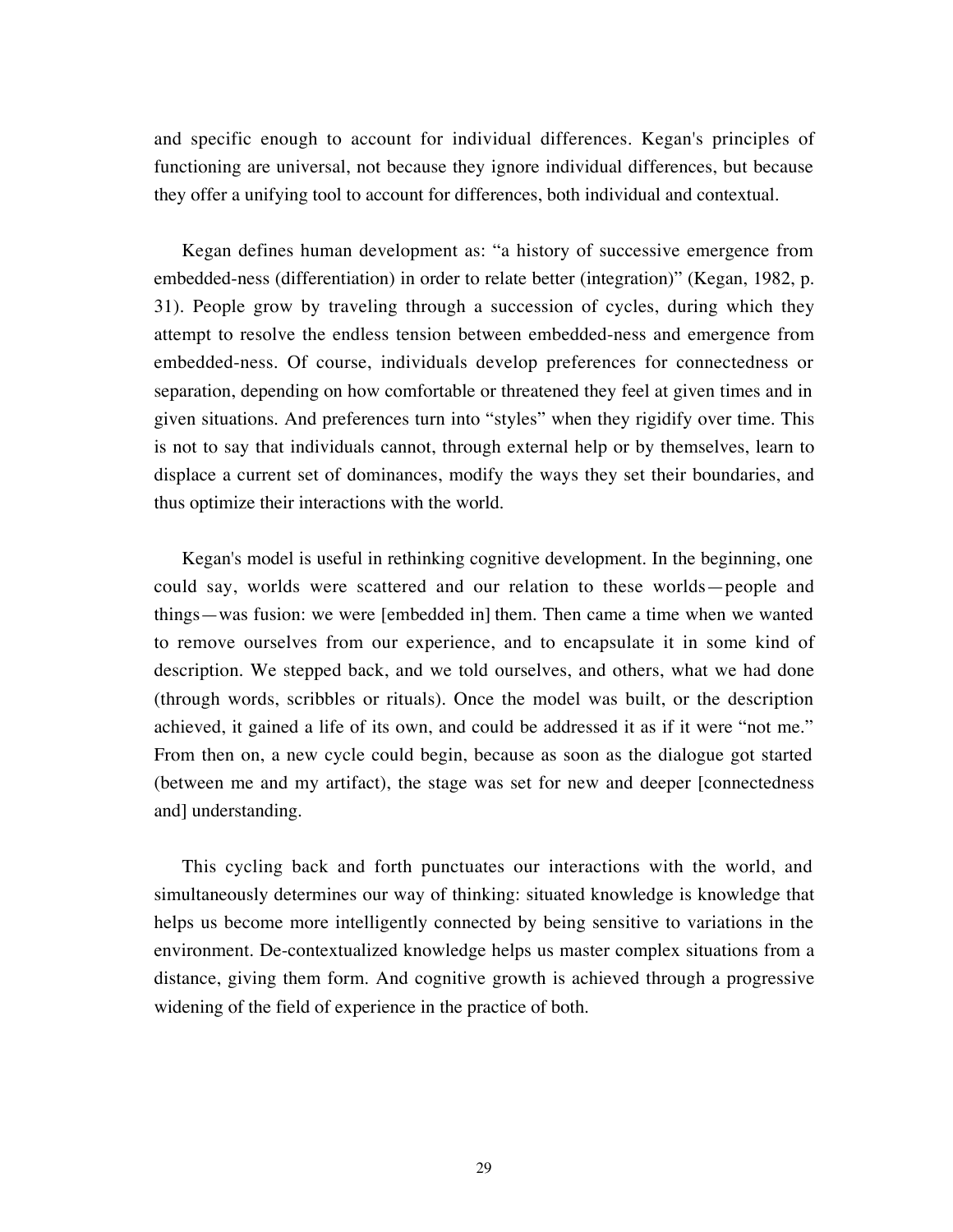and specific enough to account for individual differences. Kegan's principles of functioning are universal, not because they ignore individual differences, but because they offer a unifying tool to account for differences, both individual and contextual.

Kegan defines human development as: “a history of successive emergence from embedded-ness (differentiation) in order to relate better (integration)” (Kegan, 1982, p. 31). People grow by traveling through a succession of cycles, during which they attempt to resolve the endless tension between embedded-ness and emergence from embedded-ness. Of course, individuals develop preferences for connectedness or separation, depending on how comfortable or threatened they feel at given times and in given situations. And preferences turn into “styles” when they rigidify over time. This is not to say that individuals cannot, through external help or by themselves, learn to displace a current set of dominances, modify the ways they set their boundaries, and thus optimize their interactions with the world.

Kegan's model is useful in rethinking cognitive development. In the beginning, one could say, worlds were scattered and our relation to these worlds—people and things—was fusion: we were [embedded in] them. Then came a time when we wanted to remove ourselves from our experience, and to encapsulate it in some kind of description. We stepped back, and we told ourselves, and others, what we had done (through words, scribbles or rituals). Once the model was built, or the description achieved, it gained a life of its own, and could be addressed it as if it were “not me.” From then on, a new cycle could begin, because as soon as the dialogue got started (between me and my artifact), the stage was set for new and deeper [connectedness and] understanding.

This cycling back and forth punctuates our interactions with the world, and simultaneously determines our way of thinking: situated knowledge is knowledge that helps us become more intelligently connected by being sensitive to variations in the environment. De-contextualized knowledge helps us master complex situations from a distance, giving them form. And cognitive growth is achieved through a progressive widening of the field of experience in the practice of both.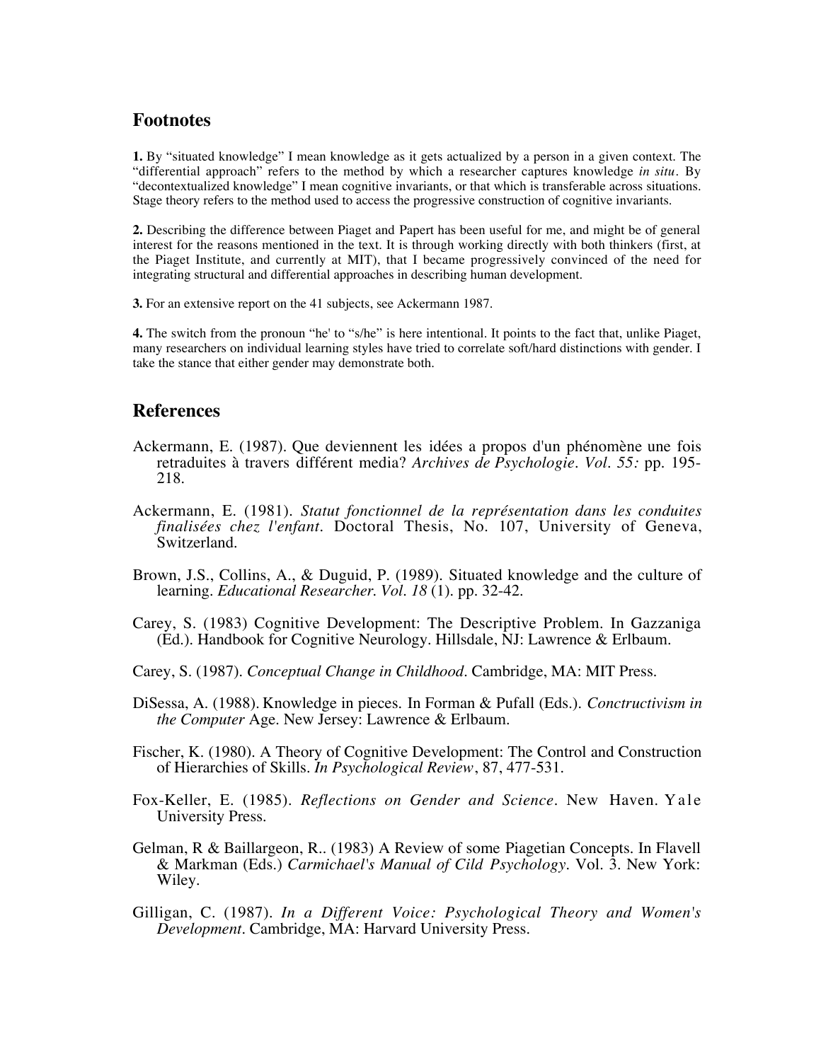## Footnotes

**1.** By "situated knowledge" I mean knowledge as it gets actualized by a person in a given context. The "differential approach" refers to the method by which a researcher captures knowledge *in situ*. By "decontextualized knowledge" I mean cognitive invariants, or that which is transferable across situations. Stage theory refers to the method used to access the progressive construction of cognitive invariants.

**2.** Describing the difference between Piaget and Papert has been useful for me, and might be of general interest for the reasons mentioned in the text. It is through working directly with both thinkers (first, at the Piaget Institute, and currently at MIT), that I became progressively convinced of the need for integrating structural and differential approaches in describing human development.

**3.** For an extensive report on the 41 subjects, see Ackermann 1987.

**4.** The switch from the pronoun "he' to "s/he" is here intentional. It points to the fact that, unlike Piaget, many researchers on individual learning styles have tried to correlate soft/hard distinctions with gender. I take the stance that either gender may demonstrate both.

## References

Ackermann, E. (1987). Que deviennent les idées a propos d'un phénomène une fois retraduites à travers différent media? *Archives de Psychologie. Vol. 55:* pp. 195-218.

Ackermann, E. (1981). *Statut fonctionnel de la représentation dans les conduites finalisées chez l'enfant.* Doctoral Thesis, No. 107, University of Geneva, Switzerland.

Brown, J.S., Collins, A., & Duguid, P. (1989). Situated knowledge and the culture of learning. *Educational Researcher. Vol. 18* (1). pp. 32-42.

Carey, S. (1983) Cognitive Development: The Descriptive Problem. In Gazzaniga (Ed.). Handbook for Cognitive Neurology. Hillsdale, NJ: Lawrence & Erlbaum.

Carey, S. (1987). *Conceptual Change in Childhood*. Cambridge, MA: MIT Press.

DiSessa, A. (1988). Knowledge in pieces. In Forman & Pufall (Eds.). *Conctructivism in the Computer* Age. New Jersey: Lawrence & Erlbaum.

Fischer, K. (1980). A Theory of Cognitive Development: The Control and Construction of Hierarchies of Skills. *In Psychological Review*, 87, 477-531.

Fox-Keller, E. (1985). *Reflections on Gender and Science*. New Haven. Yale University Press.

Gelman, R & Baillargeon, R.. (1983) A Review of some Piagetian Concepts. In Flavell & Markman (Eds.) *Carmichael's Manual of Cild Psychology*. Vol. 3. New York: Wiley.

Gilligan, C. (1987). *In a Different Voice: Psychological Theory and Women's Development*. Cambridge, MA: Harvard University Press.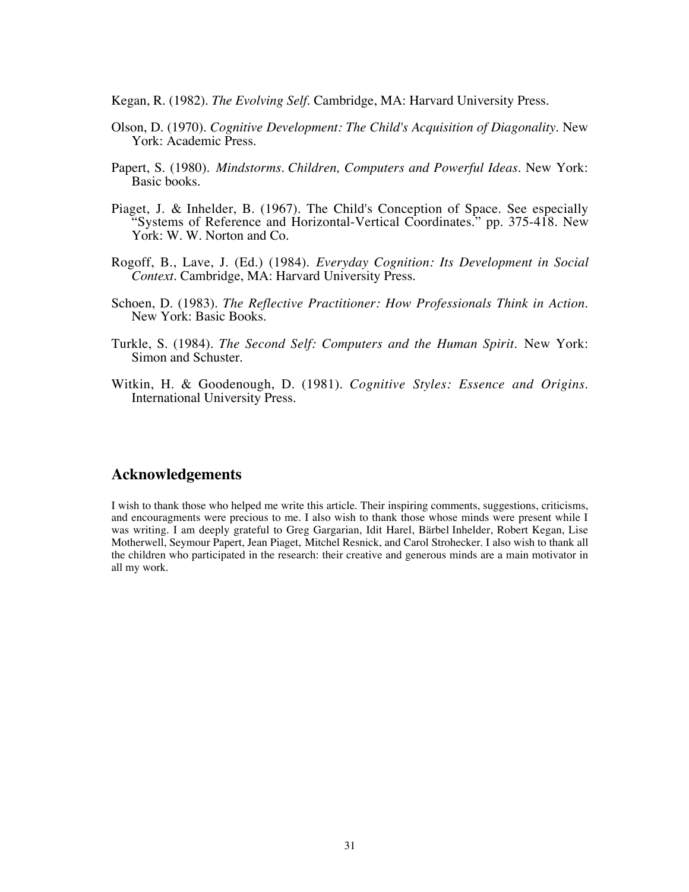Kegan, R. (1982). *The Evolving Self*. Cambridge, MA: Harvard University Press.

Olson, D. (1970). *Cognitive Development: The Child's Acquisition of Diagonality*. New York: Academic Press.

Papert, S. (1980). *Mindstorms. Children, Computers and Powerful Ideas*. New York: Basic books.

Piaget, J. & Inhelder, B. (1967). The Child's Conception of Space. See especially "Systems of Reference and Horizontal-Vertical Coordinates." pp. 375-418. New York: W. W. Norton and Co.

Rogoff, B., Lave, J. (Ed.) (1984). *Everyday Cognition: Its Development in Social Context*. Cambridge, MA: Harvard University Press.

Schoen, D. (1983). *The Reflective Practitioner: How Professionals Think in Action*. New York: Basic Books.

Turkle, S. (1984). *The Second Self: Computers and the Human Spirit*. New York: Simon and Schuster.

Witkin, H. & Goodenough, D. (1981). *Cognitive Styles: Essence and Origins*. International University Press.

## Acknowledgements

I wish to thank those who helped me write this article. Their inspiring comments, suggestions, criticisms, and encouragments were precious to me. I also wish to thank those whose minds were present while I was writing. I am deeply grateful to Greg Gargarian, Idit Harel, Bärbel Inhelder, Robert Kegan, Lise Motherwell, Seymour Papert, Jean Piaget, Mitchel Resnick, and Carol Strohecker. I also wish to thank all the children who participated in the research: their creative and generous minds are a main motivator in all my work.